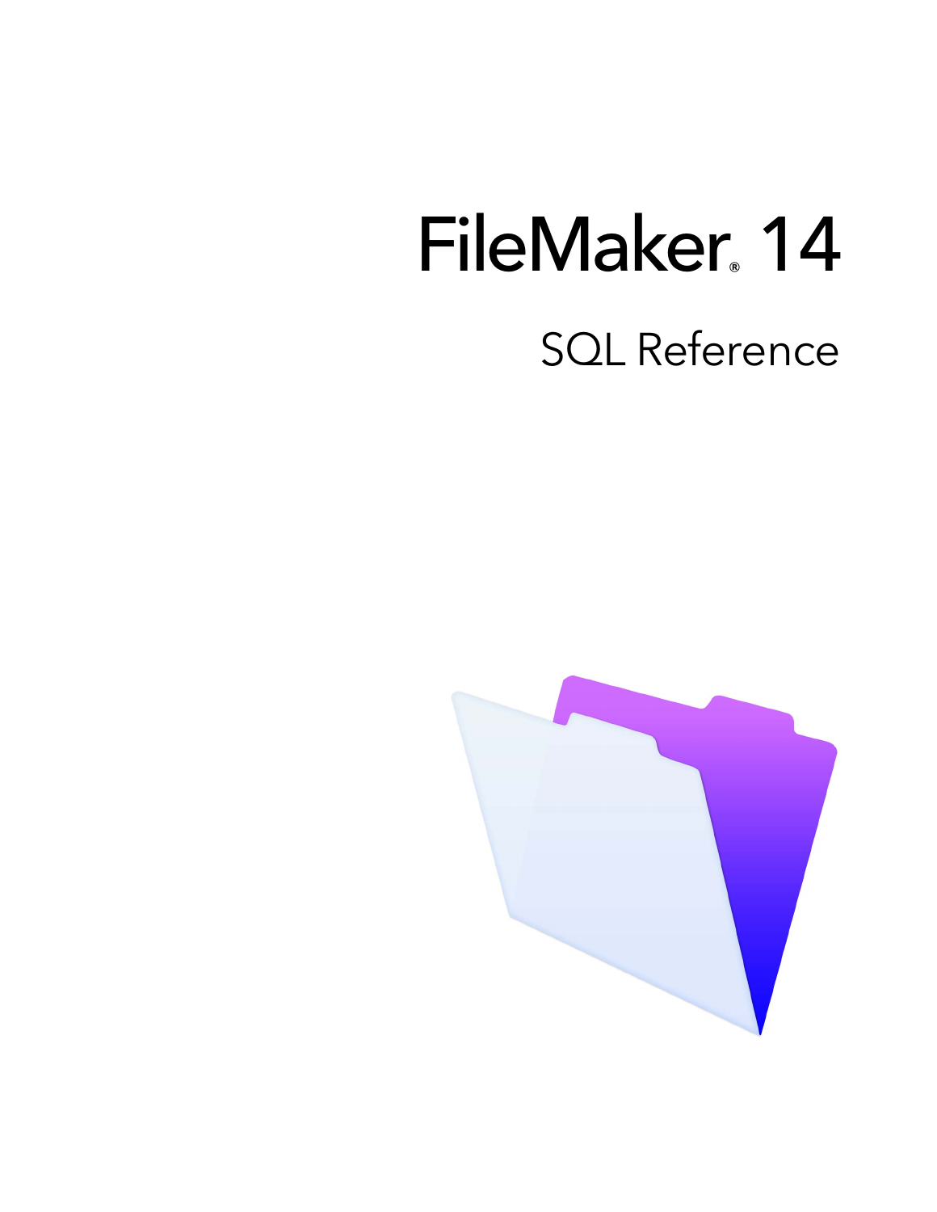# FileMaker® 14

## SQL Reference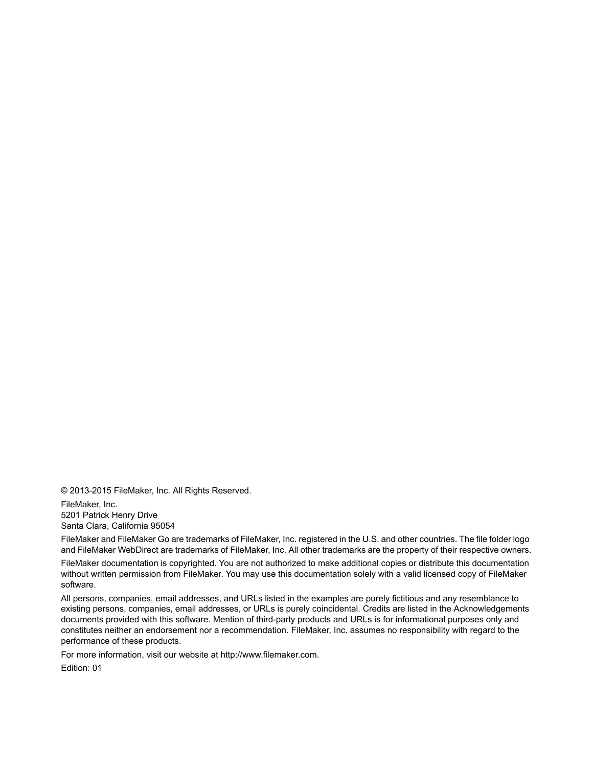© 2013-2015 FileMaker, Inc. All Rights Reserved.

FileMaker, Inc.
5201 Patrick Henry Drive
Santa Clara, California 95054

FileMaker and FileMaker Go are trademarks of FileMaker, Inc. registered in the U.S. and other countries. The file folder logo and FileMaker WebDirect are trademarks of FileMaker, Inc. All other trademarks are the property of their respective owners.

FileMaker documentation is copyrighted. You are not authorized to make additional copies or distribute this documentation without written permission from FileMaker. You may use this documentation solely with a valid licensed copy of FileMaker software.

All persons, companies, email addresses, and URLs listed in the examples are purely fictitious and any resemblance to existing persons, companies, email addresses, or URLs is purely coincidental. Credits are listed in the Acknowledgements documents provided with this software. Mention of third-party products and URLs is for informational purposes only and constitutes neither an endorsement nor a recommendation. FileMaker, Inc. assumes no responsibility with regard to the performance of these products.

For more information, visit our website at http://www.filemaker.com.

Edition: 01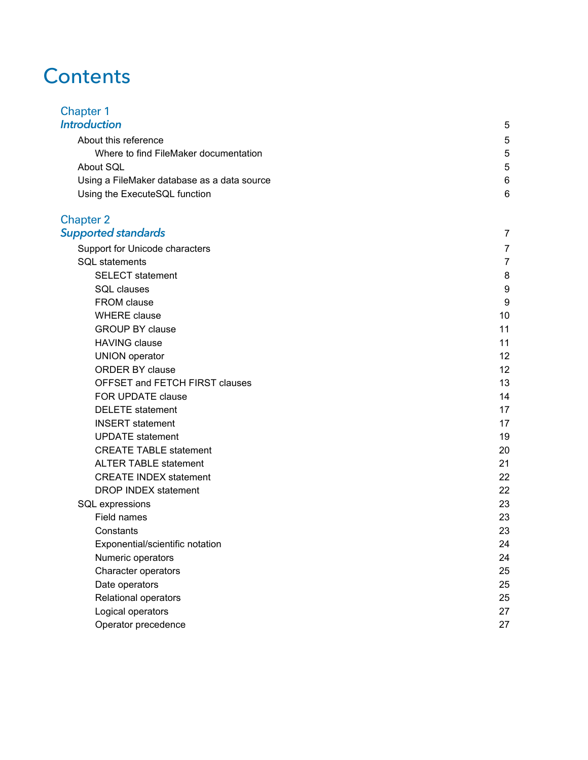# Contents

## Chapter 1
## *Introduction* 5

- About this reference 5
  - Where to find FileMaker documentation 5
- About SQL 5
- Using a FileMaker database as a data source 6
- Using the ExecuteSQL function 6

## Chapter 2
## *Supported standards* 7

- Support for Unicode characters 7
- SQL statements 7
  - SELECT statement 8
  - SQL clauses 9
  - FROM clause 9
  - WHERE clause 10
  - GROUP BY clause 11
  - HAVING clause 11
  - UNION operator 12
  - ORDER BY clause 12
  - OFFSET and FETCH FIRST clauses 13
  - FOR UPDATE clause 14
  - DELETE statement 17
  - INSERT statement 17
  - UPDATE statement 19
  - CREATE TABLE statement 20
  - ALTER TABLE statement 21
  - CREATE INDEX statement 22
  - DROP INDEX statement 22
- SQL expressions 23
  - Field names 23
  - Constants 23
  - Exponential/scientific notation 24
  - Numeric operators 24
  - Character operators 25
  - Date operators 25
  - Relational operators 25
  - Logical operators 27
  - Operator precedence 27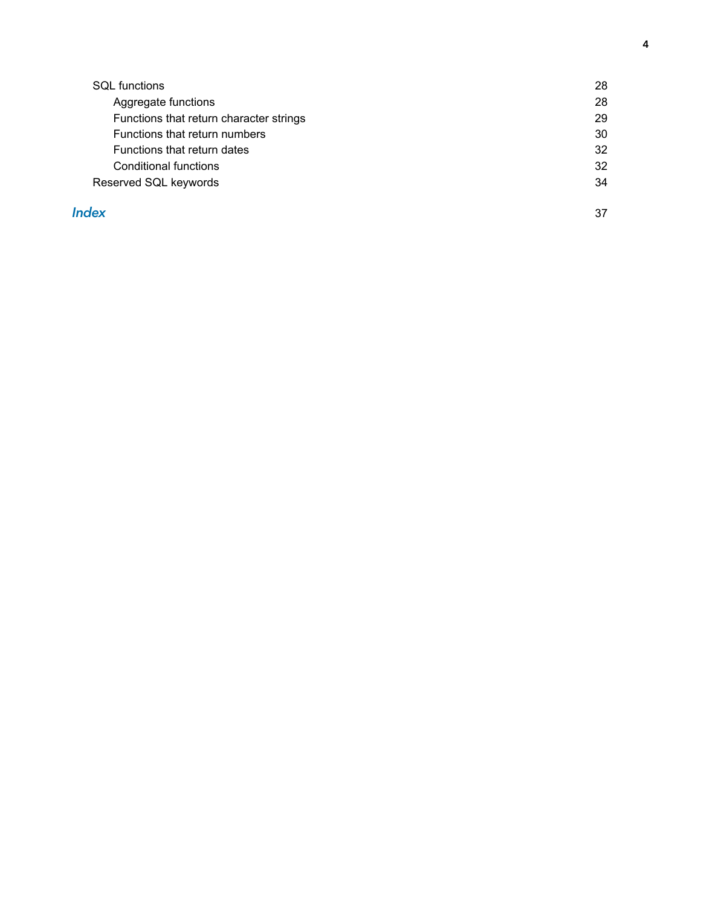- SQL functions 28
  - Aggregate functions 28
  - Functions that return character strings 29
  - Functions that return numbers 30
  - Functions that return dates 32
  - Conditional functions 32
- Reserved SQL keywords 34

***Index*** 37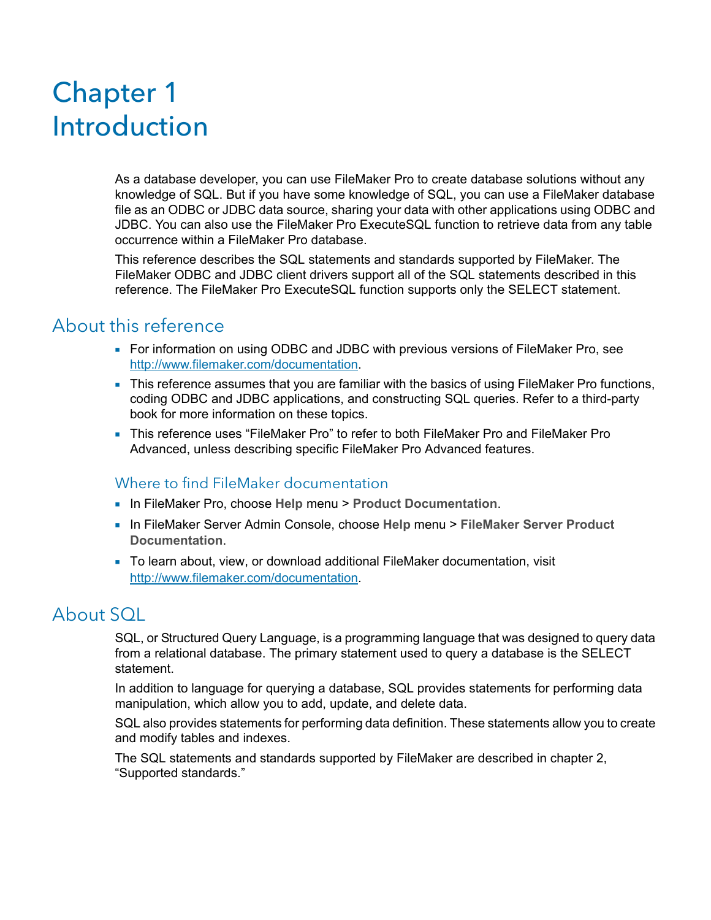# Chapter 1
# Introduction

As a database developer, you can use FileMaker Pro to create database solutions without any knowledge of SQL. But if you have some knowledge of SQL, you can use a FileMaker database file as an ODBC or JDBC data source, sharing your data with other applications using ODBC and JDBC. You can also use the FileMaker Pro ExecuteSQL function to retrieve data from any table occurrence within a FileMaker Pro database.

This reference describes the SQL statements and standards supported by FileMaker. The FileMaker ODBC and JDBC client drivers support all of the SQL statements described in this reference. The FileMaker Pro ExecuteSQL function supports only the SELECT statement.

## About this reference

- For information on using ODBC and JDBC with previous versions of FileMaker Pro, see http://www.filemaker.com/documentation.
- This reference assumes that you are familiar with the basics of using FileMaker Pro functions, coding ODBC and JDBC applications, and constructing SQL queries. Refer to a third-party book for more information on these topics.
- This reference uses "FileMaker Pro" to refer to both FileMaker Pro and FileMaker Pro Advanced, unless describing specific FileMaker Pro Advanced features.

### Where to find FileMaker documentation

- In FileMaker Pro, choose **Help** menu > **Product Documentation**.
- In FileMaker Server Admin Console, choose **Help** menu > **FileMaker Server Product Documentation**.
- To learn about, view, or download additional FileMaker documentation, visit http://www.filemaker.com/documentation.

## About SQL

SQL, or Structured Query Language, is a programming language that was designed to query data from a relational database. The primary statement used to query a database is the SELECT statement.

In addition to language for querying a database, SQL provides statements for performing data manipulation, which allow you to add, update, and delete data.

SQL also provides statements for performing data definition. These statements allow you to create and modify tables and indexes.

The SQL statements and standards supported by FileMaker are described in chapter 2, "Supported standards."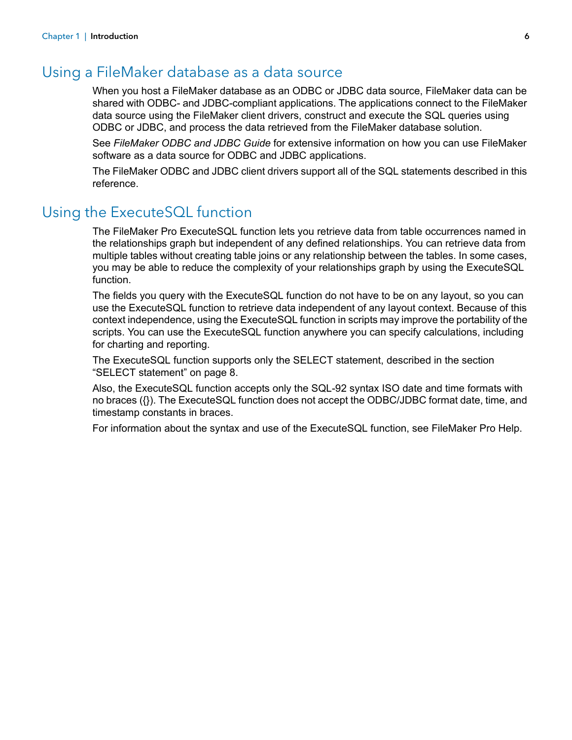## Using a FileMaker database as a data source

When you host a FileMaker database as an ODBC or JDBC data source, FileMaker data can be shared with ODBC- and JDBC-compliant applications. The applications connect to the FileMaker data source using the FileMaker client drivers, construct and execute the SQL queries using ODBC or JDBC, and process the data retrieved from the FileMaker database solution.

See *FileMaker ODBC and JDBC Guide* for extensive information on how you can use FileMaker software as a data source for ODBC and JDBC applications.

The FileMaker ODBC and JDBC client drivers support all of the SQL statements described in this reference.

## Using the ExecuteSQL function

The FileMaker Pro ExecuteSQL function lets you retrieve data from table occurrences named in the relationships graph but independent of any defined relationships. You can retrieve data from multiple tables without creating table joins or any relationship between the tables. In some cases, you may be able to reduce the complexity of your relationships graph by using the ExecuteSQL function.

The fields you query with the ExecuteSQL function do not have to be on any layout, so you can use the ExecuteSQL function to retrieve data independent of any layout context. Because of this context independence, using the ExecuteSQL function in scripts may improve the portability of the scripts. You can use the ExecuteSQL function anywhere you can specify calculations, including for charting and reporting.

The ExecuteSQL function supports only the SELECT statement, described in the section "SELECT statement" on page 8.

Also, the ExecuteSQL function accepts only the SQL-92 syntax ISO date and time formats with no braces ({}). The ExecuteSQL function does not accept the ODBC/JDBC format date, time, and timestamp constants in braces.

For information about the syntax and use of the ExecuteSQL function, see FileMaker Pro Help.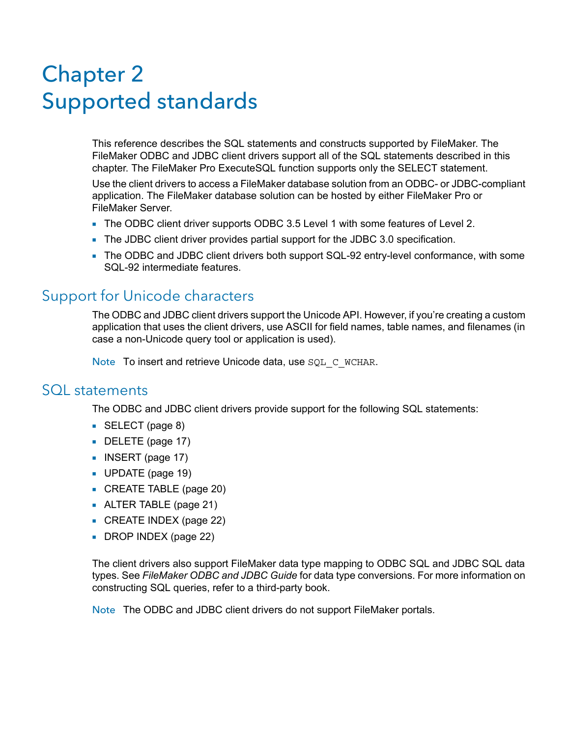# Chapter 2
# Supported standards

This reference describes the SQL statements and constructs supported by FileMaker. The FileMaker ODBC and JDBC client drivers support all of the SQL statements described in this chapter. The FileMaker Pro ExecuteSQL function supports only the SELECT statement.

Use the client drivers to access a FileMaker database solution from an ODBC- or JDBC-compliant application. The FileMaker database solution can be hosted by either FileMaker Pro or FileMaker Server.

- The ODBC client driver supports ODBC 3.5 Level 1 with some features of Level 2.
- The JDBC client driver provides partial support for the JDBC 3.0 specification.
- The ODBC and JDBC client drivers both support SQL-92 entry-level conformance, with some SQL-92 intermediate features.

## Support for Unicode characters

The ODBC and JDBC client drivers support the Unicode API. However, if you're creating a custom application that uses the client drivers, use ASCII for field names, table names, and filenames (in case a non-Unicode query tool or application is used).

Note To insert and retrieve Unicode data, use `SQL_C_WCHAR`.

## SQL statements

The ODBC and JDBC client drivers provide support for the following SQL statements:

- SELECT (page 8)
- DELETE (page 17)
- INSERT (page 17)
- UPDATE (page 19)
- CREATE TABLE (page 20)
- ALTER TABLE (page 21)
- CREATE INDEX (page 22)
- DROP INDEX (page 22)

The client drivers also support FileMaker data type mapping to ODBC SQL and JDBC SQL data types. See *FileMaker ODBC and JDBC Guide* for data type conversions. For more information on constructing SQL queries, refer to a third-party book.

Note The ODBC and JDBC client drivers do not support FileMaker portals.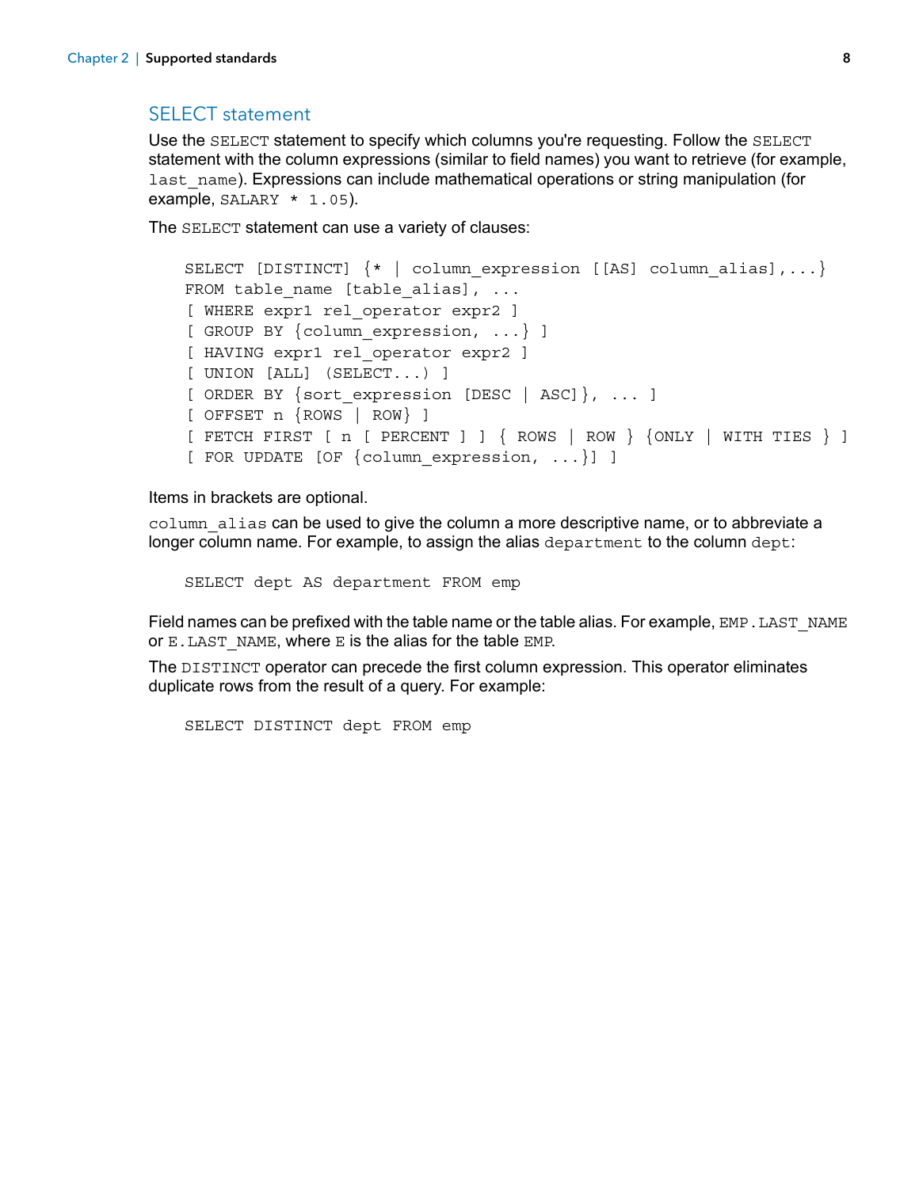## SELECT statement

Use the `SELECT` statement to specify which columns you're requesting. Follow the `SELECT` statement with the column expressions (similar to field names) you want to retrieve (for example, `last_name`). Expressions can include mathematical operations or string manipulation (for example, `SALARY * 1.05`).

The `SELECT` statement can use a variety of clauses:

```
SELECT [DISTINCT] {* | column_expression [[AS] column_alias],...}
FROM table_name [table_alias], ...
[ WHERE expr1 rel_operator expr2 ]
[ GROUP BY {column_expression, ...} ]
[ HAVING expr1 rel_operator expr2 ]
[ UNION [ALL] (SELECT...) ]
[ ORDER BY {sort_expression [DESC | ASC]}, ... ]
[ OFFSET n {ROWS | ROW} ]
[ FETCH FIRST [ n [ PERCENT ] ] { ROWS | ROW } {ONLY | WITH TIES } ]
[ FOR UPDATE [OF {column_expression, ...}] ]
```

Items in brackets are optional.

`column_alias` can be used to give the column a more descriptive name, or to abbreviate a longer column name. For example, to assign the alias `department` to the column `dept`:

```
SELECT dept AS department FROM emp
```

Field names can be prefixed with the table name or the table alias. For example, `EMP.LAST_NAME` or `E.LAST_NAME`, where `E` is the alias for the table `EMP`.

The `DISTINCT` operator can precede the first column expression. This operator eliminates duplicate rows from the result of a query. For example:

```
SELECT DISTINCT dept FROM emp
```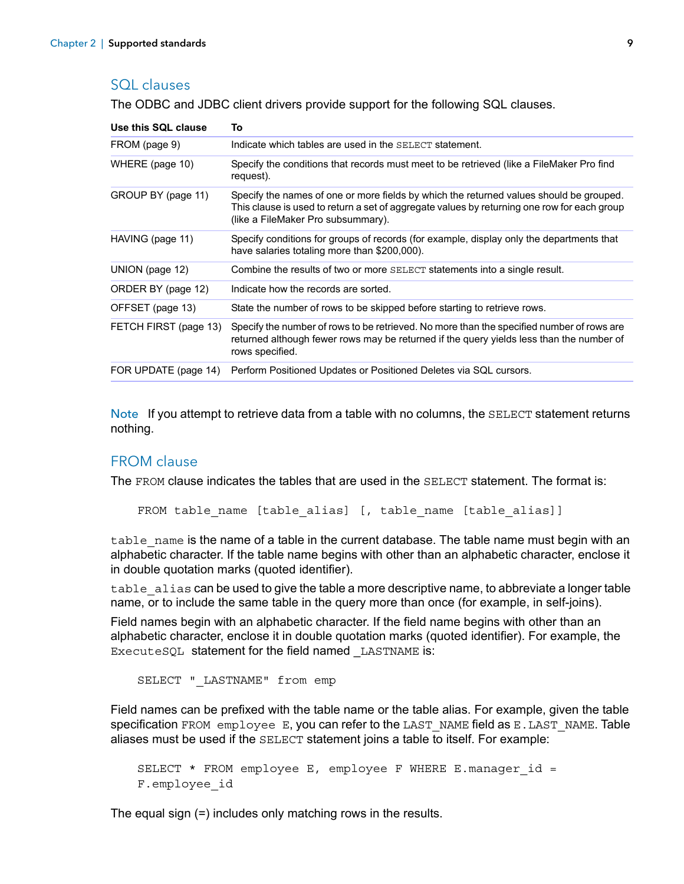## SQL clauses

The ODBC and JDBC client drivers provide support for the following SQL clauses.

| Use this SQL clause | To |
|---|---|
| FROM (page 9) | Indicate which tables are used in the `SELECT` statement. |
| WHERE (page 10) | Specify the conditions that records must meet to be retrieved (like a FileMaker Pro find request). |
| GROUP BY (page 11) | Specify the names of one or more fields by which the returned values should be grouped. This clause is used to return a set of aggregate values by returning one row for each group (like a FileMaker Pro subsummary). |
| HAVING (page 11) | Specify conditions for groups of records (for example, display only the departments that have salaries totaling more than $200,000). |
| UNION (page 12) | Combine the results of two or more `SELECT` statements into a single result. |
| ORDER BY (page 12) | Indicate how the records are sorted. |
| OFFSET (page 13) | State the number of rows to be skipped before starting to retrieve rows. |
| FETCH FIRST (page 13) | Specify the number of rows to be retrieved. No more than the specified number of rows are returned although fewer rows may be returned if the query yields less than the number of rows specified. |
| FOR UPDATE (page 14) | Perform Positioned Updates or Positioned Deletes via SQL cursors. |

**Note** If you attempt to retrieve data from a table with no columns, the `SELECT` statement returns nothing.

## FROM clause

The `FROM` clause indicates the tables that are used in the `SELECT` statement. The format is:

```
FROM table_name [table_alias] [, table_name [table_alias]]
```

`table_name` is the name of a table in the current database. The table name must begin with an alphabetic character. If the table name begins with other than an alphabetic character, enclose it in double quotation marks (quoted identifier).

`table_alias` can be used to give the table a more descriptive name, to abbreviate a longer table name, or to include the same table in the query more than once (for example, in self-joins).

Field names begin with an alphabetic character. If the field name begins with other than an alphabetic character, enclose it in double quotation marks (quoted identifier). For example, the `ExecuteSQL` statement for the field named `_LASTNAME` is:

```
SELECT "_LASTNAME" from emp
```

Field names can be prefixed with the table name or the table alias. For example, given the table specification `FROM employee E`, you can refer to the `LAST_NAME` field as `E.LAST_NAME`. Table aliases must be used if the `SELECT` statement joins a table to itself. For example:

```
SELECT * FROM employee E, employee F WHERE E.manager_id =
F.employee_id
```

The equal sign (=) includes only matching rows in the results.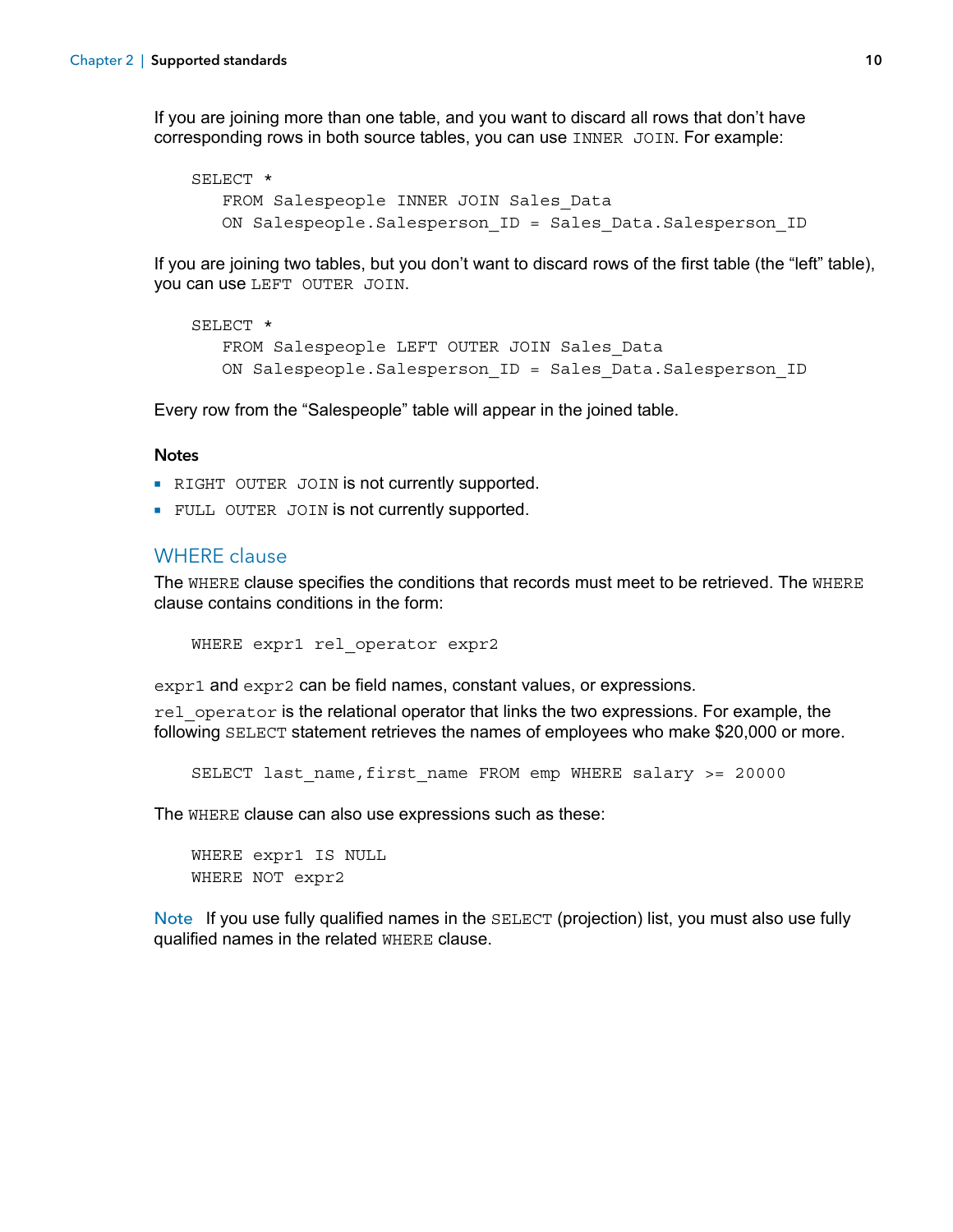If you are joining more than one table, and you want to discard all rows that don't have corresponding rows in both source tables, you can use `INNER JOIN`. For example:

```
SELECT *
   FROM Salespeople INNER JOIN Sales_Data
   ON Salespeople.Salesperson_ID = Sales_Data.Salesperson_ID
```

If you are joining two tables, but you don't want to discard rows of the first table (the "left" table), you can use `LEFT OUTER JOIN`.

```
SELECT *
   FROM Salespeople LEFT OUTER JOIN Sales_Data
   ON Salespeople.Salesperson_ID = Sales_Data.Salesperson_ID
```

Every row from the "Salespeople" table will appear in the joined table.

#### Notes

- `RIGHT OUTER JOIN` is not currently supported.
- `FULL OUTER JOIN` is not currently supported.

### WHERE clause

The `WHERE` clause specifies the conditions that records must meet to be retrieved. The `WHERE` clause contains conditions in the form:

```
WHERE expr1 rel_operator expr2
```

`expr1` and `expr2` can be field names, constant values, or expressions.

`rel_operator` is the relational operator that links the two expressions. For example, the following `SELECT` statement retrieves the names of employees who make $20,000 or more.

```
SELECT last_name,first_name FROM emp WHERE salary >= 20000
```

The `WHERE` clause can also use expressions such as these:

```
WHERE expr1 IS NULL
WHERE NOT expr2
```

Note If you use fully qualified names in the `SELECT` (projection) list, you must also use fully qualified names in the related `WHERE` clause.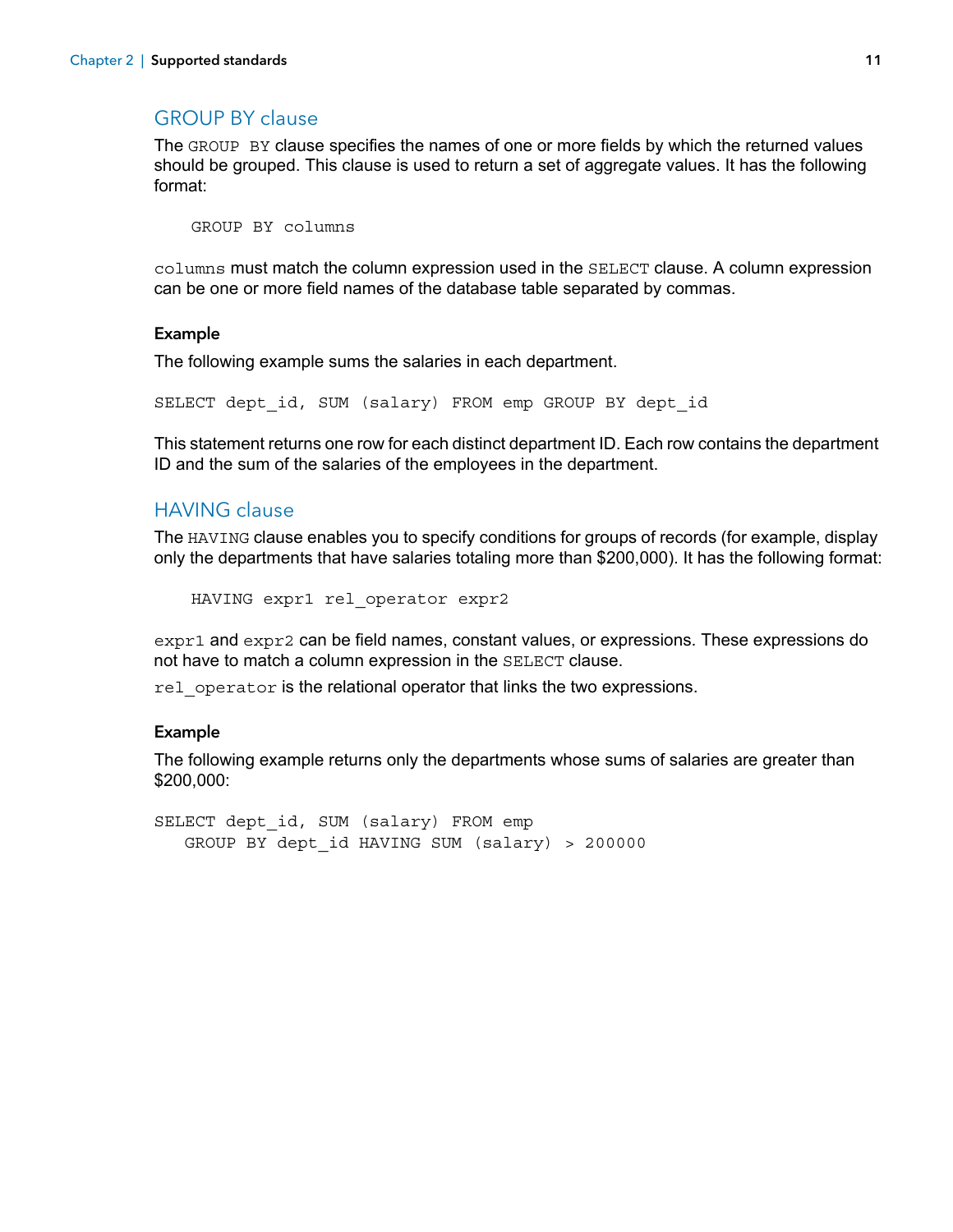## GROUP BY clause

The `GROUP BY` clause specifies the names of one or more fields by which the returned values should be grouped. This clause is used to return a set of aggregate values. It has the following format:

```
GROUP BY columns
```

`columns` must match the column expression used in the `SELECT` clause. A column expression can be one or more field names of the database table separated by commas.

#### Example

The following example sums the salaries in each department.

```
SELECT dept_id, SUM (salary) FROM emp GROUP BY dept_id
```

This statement returns one row for each distinct department ID. Each row contains the department ID and the sum of the salaries of the employees in the department.

## HAVING clause

The `HAVING` clause enables you to specify conditions for groups of records (for example, display only the departments that have salaries totaling more than $200,000). It has the following format:

```
HAVING expr1 rel_operator expr2
```

`expr1` and `expr2` can be field names, constant values, or expressions. These expressions do not have to match a column expression in the `SELECT` clause.

`rel_operator` is the relational operator that links the two expressions.

#### Example

The following example returns only the departments whose sums of salaries are greater than $200,000:

```
SELECT dept_id, SUM (salary) FROM emp
   GROUP BY dept_id HAVING SUM (salary) > 200000
```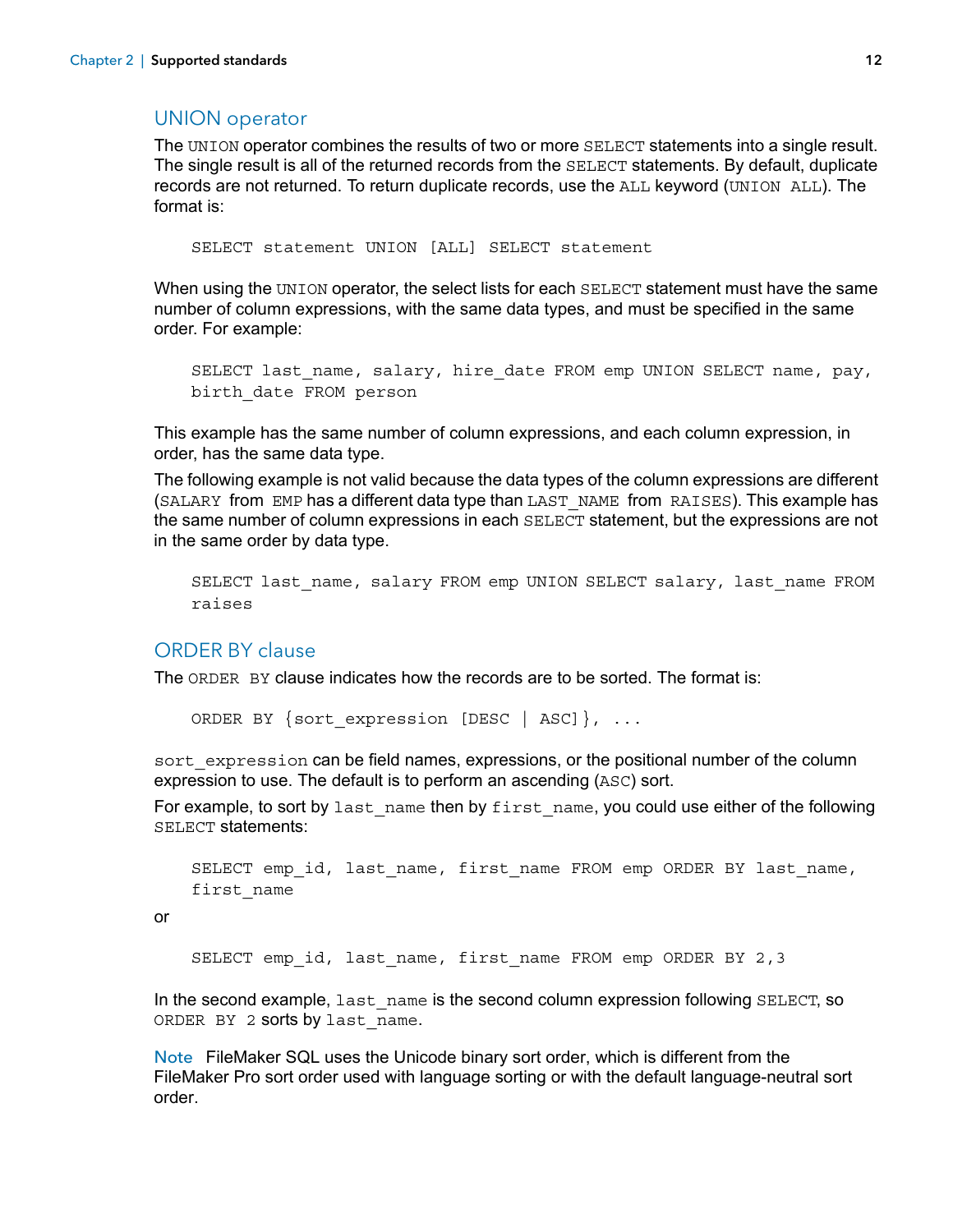## UNION operator

The `UNION` operator combines the results of two or more `SELECT` statements into a single result. The single result is all of the returned records from the `SELECT` statements. By default, duplicate records are not returned. To return duplicate records, use the `ALL` keyword (`UNION ALL`). The format is:

```
SELECT statement UNION [ALL] SELECT statement
```

When using the `UNION` operator, the select lists for each `SELECT` statement must have the same number of column expressions, with the same data types, and must be specified in the same order. For example:

```
SELECT last_name, salary, hire_date FROM emp UNION SELECT name, pay,
birth_date FROM person
```

This example has the same number of column expressions, and each column expression, in order, has the same data type.

The following example is not valid because the data types of the column expressions are different (`SALARY` from `EMP` has a different data type than `LAST_NAME` from `RAISES`). This example has the same number of column expressions in each `SELECT` statement, but the expressions are not in the same order by data type.

```
SELECT last_name, salary FROM emp UNION SELECT salary, last_name FROM
raises
```

## ORDER BY clause

The `ORDER BY` clause indicates how the records are to be sorted. The format is:

```
ORDER BY {sort_expression [DESC | ASC]}, ...
```

`sort_expression` can be field names, expressions, or the positional number of the column expression to use. The default is to perform an ascending (`ASC`) sort.

For example, to sort by `last_name` then by `first_name`, you could use either of the following `SELECT` statements:

```
SELECT emp_id, last_name, first_name FROM emp ORDER BY last_name,
first_name
```

or

```
SELECT emp_id, last_name, first_name FROM emp ORDER BY 2,3
```

In the second example, `last_name` is the second column expression following `SELECT`, so `ORDER BY 2` sorts by `last_name`.

**Note** FileMaker SQL uses the Unicode binary sort order, which is different from the FileMaker Pro sort order used with language sorting or with the default language-neutral sort order.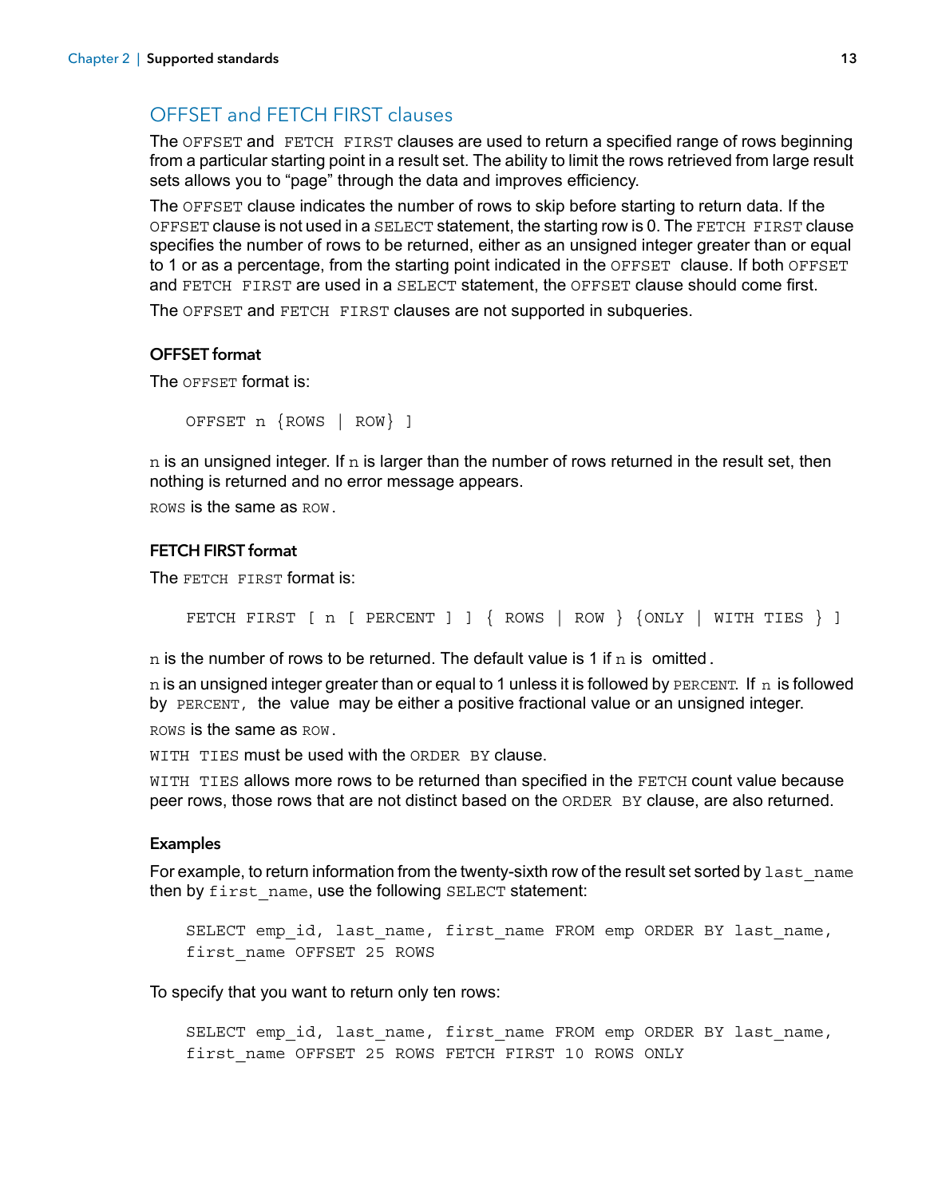## OFFSET and FETCH FIRST clauses

The `OFFSET` and `FETCH FIRST` clauses are used to return a specified range of rows beginning from a particular starting point in a result set. The ability to limit the rows retrieved from large result sets allows you to "page" through the data and improves efficiency.

The `OFFSET` clause indicates the number of rows to skip before starting to return data. If the `OFFSET` clause is not used in a `SELECT` statement, the starting row is 0. The `FETCH FIRST` clause specifies the number of rows to be returned, either as an unsigned integer greater than or equal to 1 or as a percentage, from the starting point indicated in the `OFFSET` clause. If both `OFFSET` and `FETCH FIRST` are used in a `SELECT` statement, the `OFFSET` clause should come first.

The `OFFSET` and `FETCH FIRST` clauses are not supported in subqueries.

### OFFSET format

The `OFFSET` format is:

```
OFFSET n {ROWS | ROW} ]
```

`n` is an unsigned integer. If `n` is larger than the number of rows returned in the result set, then nothing is returned and no error message appears.

`ROWS` is the same as `ROW`.

### FETCH FIRST format

The `FETCH FIRST` format is:

```
FETCH FIRST [ n [ PERCENT ] ] { ROWS | ROW } {ONLY | WITH TIES } ]
```

`n` is the number of rows to be returned. The default value is 1 if `n` is omitted.

`n` is an unsigned integer greater than or equal to 1 unless it is followed by `PERCENT`. If `n` is followed by `PERCENT`, the value may be either a positive fractional value or an unsigned integer.

`ROWS` is the same as `ROW`.

`WITH TIES` must be used with the `ORDER BY` clause.

`WITH TIES` allows more rows to be returned than specified in the `FETCH` count value because peer rows, those rows that are not distinct based on the `ORDER BY` clause, are also returned.

### Examples

For example, to return information from the twenty-sixth row of the result set sorted by `last_name` then by `first_name`, use the following `SELECT` statement:

```
SELECT emp_id, last_name, first_name FROM emp ORDER BY last_name,
first_name OFFSET 25 ROWS
```

To specify that you want to return only ten rows:

```
SELECT emp_id, last_name, first_name FROM emp ORDER BY last_name,
first_name OFFSET 25 ROWS FETCH FIRST 10 ROWS ONLY
```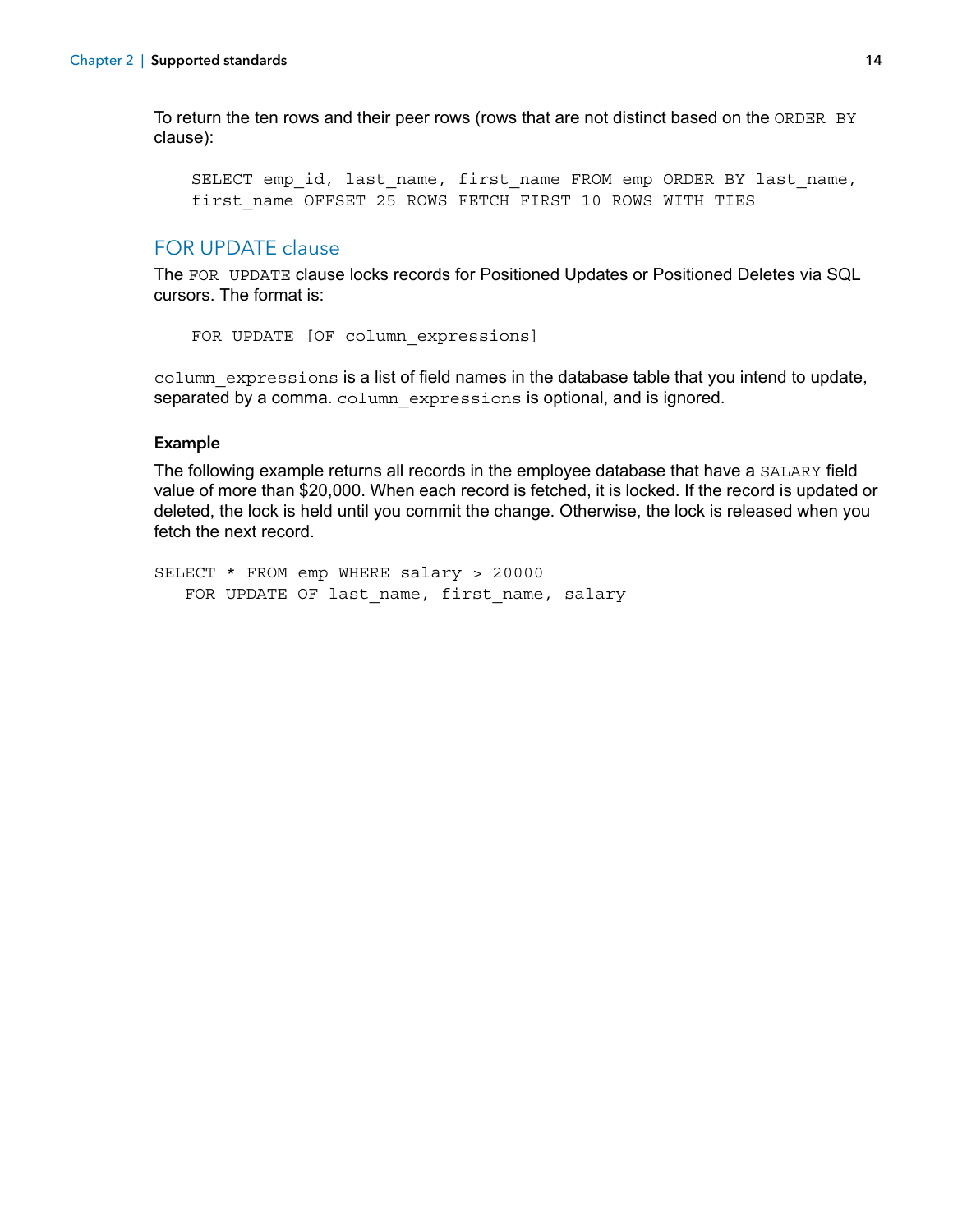To return the ten rows and their peer rows (rows that are not distinct based on the `ORDER BY` clause):

```
SELECT emp_id, last_name, first_name FROM emp ORDER BY last_name,
first_name OFFSET 25 ROWS FETCH FIRST 10 ROWS WITH TIES
```

## FOR UPDATE clause

The `FOR UPDATE` clause locks records for Positioned Updates or Positioned Deletes via SQL cursors. The format is:

```
FOR UPDATE [OF column_expressions]
```

`column_expressions` is a list of field names in the database table that you intend to update, separated by a comma. `column_expressions` is optional, and is ignored.

### Example

The following example returns all records in the employee database that have a `SALARY` field value of more than $20,000. When each record is fetched, it is locked. If the record is updated or deleted, the lock is held until you commit the change. Otherwise, the lock is released when you fetch the next record.

```
SELECT * FROM emp WHERE salary > 20000
   FOR UPDATE OF last_name, first_name, salary
```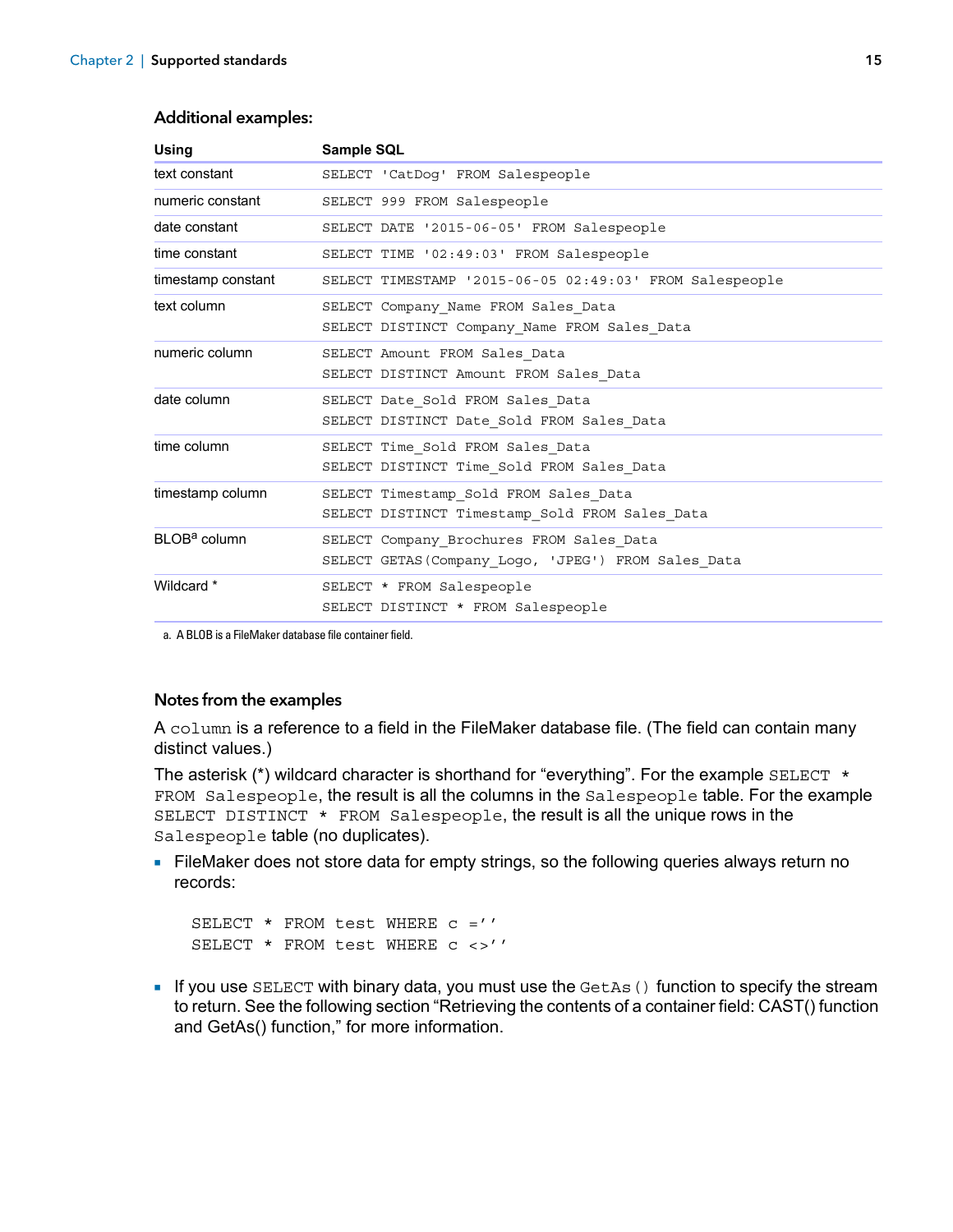### Additional examples:

| Using | Sample SQL |
|---|---|
| text constant | `SELECT 'CatDog' FROM Salespeople` |
| numeric constant | `SELECT 999 FROM Salespeople` |
| date constant | `SELECT DATE '2015-06-05' FROM Salespeople` |
| time constant | `SELECT TIME '02:49:03' FROM Salespeople` |
| timestamp constant | `SELECT TIMESTAMP '2015-06-05 02:49:03' FROM Salespeople` |
| text column | `SELECT Company_Name FROM Sales_Data`<br>`SELECT DISTINCT Company_Name FROM Sales_Data` |
| numeric column | `SELECT Amount FROM Sales_Data`<br>`SELECT DISTINCT Amount FROM Sales_Data` |
| date column | `SELECT Date_Sold FROM Sales_Data`<br>`SELECT DISTINCT Date_Sold FROM Sales_Data` |
| time column | `SELECT Time_Sold FROM Sales_Data`<br>`SELECT DISTINCT Time_Sold FROM Sales_Data` |
| timestamp column | `SELECT Timestamp_Sold FROM Sales_Data`<br>`SELECT DISTINCT Timestamp_Sold FROM Sales_Data` |
| BLOB[a] column | `SELECT Company_Brochures FROM Sales_Data`<br>`SELECT GETAS(Company_Logo, 'JPEG') FROM Sales_Data` |
| Wildcard * | `SELECT * FROM Salespeople`<br>`SELECT DISTINCT * FROM Salespeople` |

a. A BLOB is a FileMaker database file container field.

### Notes from the examples

A `column` is a reference to a field in the FileMaker database file. (The field can contain many distinct values.)

The asterisk (*) wildcard character is shorthand for "everything". For the example `SELECT * FROM Salespeople`, the result is all the columns in the `Salespeople` table. For the example `SELECT DISTINCT * FROM Salespeople`, the result is all the unique rows in the `Salespeople` table (no duplicates).

- FileMaker does not store data for empty strings, so the following queries always return no records:

```
SELECT * FROM test WHERE c =''
SELECT * FROM test WHERE c <>''
```

- If you use `SELECT` with binary data, you must use the `GetAs()` function to specify the stream to return. See the following section "Retrieving the contents of a container field: CAST() function and GetAs() function," for more information.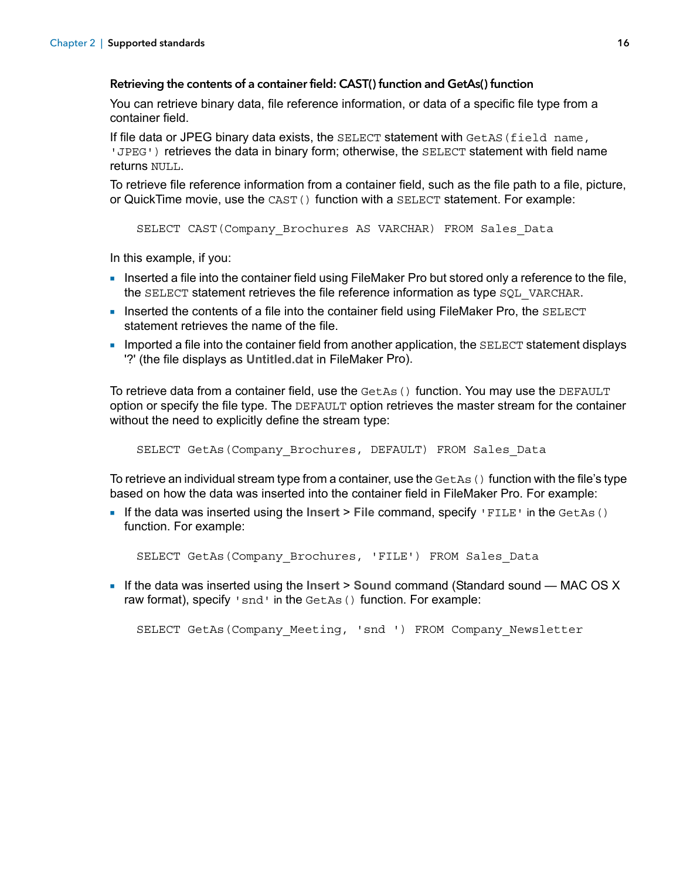### Retrieving the contents of a container field: CAST() function and GetAs() function

You can retrieve binary data, file reference information, or data of a specific file type from a container field.

If file data or JPEG binary data exists, the `SELECT` statement with `GetAS(field name, 'JPEG')` retrieves the data in binary form; otherwise, the `SELECT` statement with field name returns `NULL`.

To retrieve file reference information from a container field, such as the file path to a file, picture, or QuickTime movie, use the `CAST()` function with a `SELECT` statement. For example:

```
SELECT CAST(Company_Brochures AS VARCHAR) FROM Sales_Data
```

In this example, if you:

- Inserted a file into the container field using FileMaker Pro but stored only a reference to the file, the `SELECT` statement retrieves the file reference information as type `SQL_VARCHAR`.
- Inserted the contents of a file into the container field using FileMaker Pro, the `SELECT` statement retrieves the name of the file.
- Imported a file into the container field from another application, the `SELECT` statement displays '?' (the file displays as **Untitled.dat** in FileMaker Pro).

To retrieve data from a container field, use the `GetAs()` function. You may use the `DEFAULT` option or specify the file type. The `DEFAULT` option retrieves the master stream for the container without the need to explicitly define the stream type:

```
SELECT GetAs(Company_Brochures, DEFAULT) FROM Sales_Data
```

To retrieve an individual stream type from a container, use the `GetAs()` function with the file's type based on how the data was inserted into the container field in FileMaker Pro. For example:

- If the data was inserted using the **Insert** > **File** command, specify `'FILE'` in the `GetAs()` function. For example:

```
SELECT GetAs(Company_Brochures, 'FILE') FROM Sales_Data
```

- If the data was inserted using the **Insert** > **Sound** command (Standard sound — MAC OS X raw format), specify `'snd'` in the `GetAs()` function. For example:

```
SELECT GetAs(Company_Meeting, 'snd ') FROM Company_Newsletter
```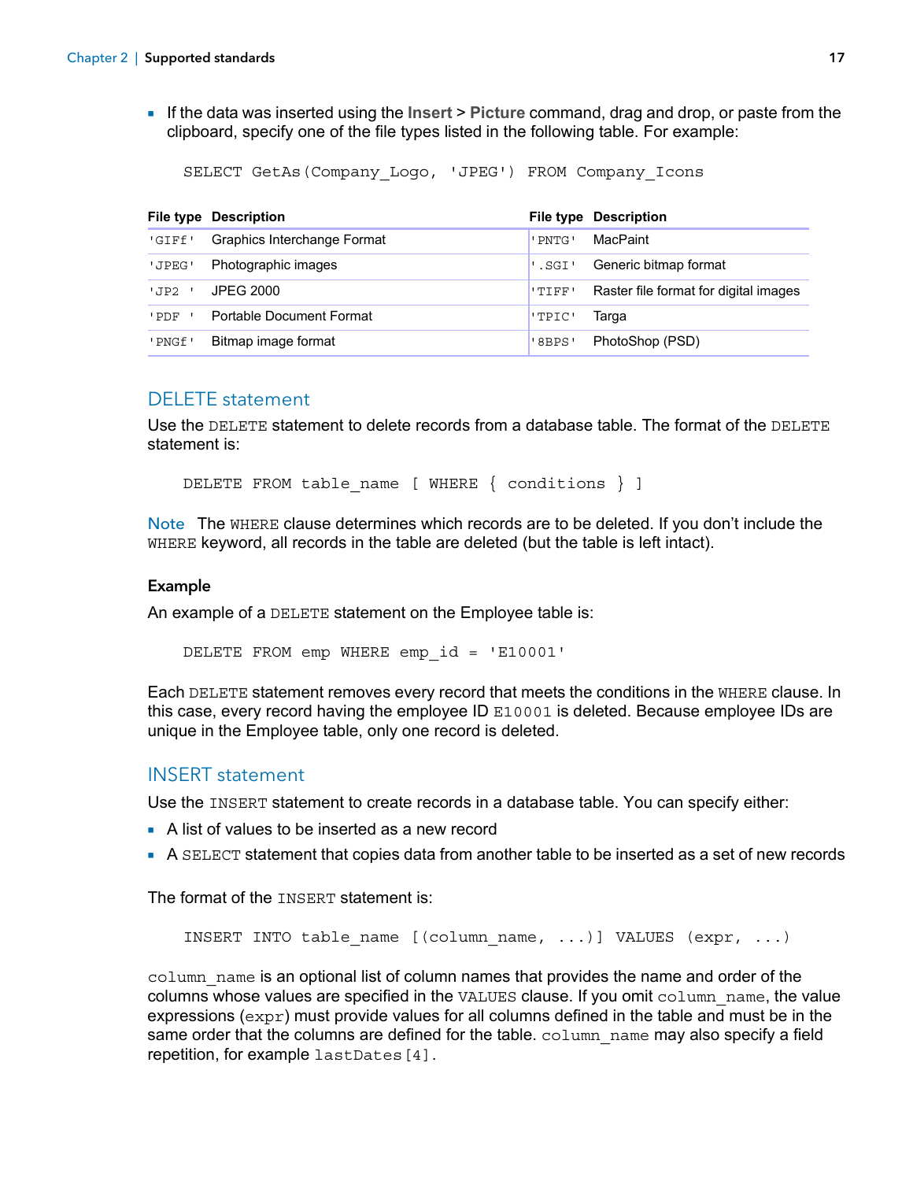- If the data was inserted using the **Insert** > **Picture** command, drag and drop, or paste from the clipboard, specify one of the file types listed in the following table. For example:

```
SELECT GetAs(Company_Logo, 'JPEG') FROM Company_Icons
```

| File type | Description | File type | Description |
|---|---|---|---|
| `'GIFf'` | Graphics Interchange Format | `'PNTG'` | MacPaint |
| `'JPEG'` | Photographic images | `'.SGI'` | Generic bitmap format |
| `'JP2 '` | JPEG 2000 | `'TIFF'` | Raster file format for digital images |
| `'PDF '` | Portable Document Format | `'TPIC'` | Targa |
| `'PNGf'` | Bitmap image format | `'8BPS'` | PhotoShop (PSD) |

## DELETE statement

Use the `DELETE` statement to delete records from a database table. The format of the `DELETE` statement is:

```
DELETE FROM table_name [ WHERE { conditions } ]
```

**Note** The `WHERE` clause determines which records are to be deleted. If you don't include the `WHERE` keyword, all records in the table are deleted (but the table is left intact).

### Example

An example of a `DELETE` statement on the Employee table is:

```
DELETE FROM emp WHERE emp_id = 'E10001'
```

Each `DELETE` statement removes every record that meets the conditions in the `WHERE` clause. In this case, every record having the employee ID `E10001` is deleted. Because employee IDs are unique in the Employee table, only one record is deleted.

## INSERT statement

Use the `INSERT` statement to create records in a database table. You can specify either:

- A list of values to be inserted as a new record
- A `SELECT` statement that copies data from another table to be inserted as a set of new records

The format of the `INSERT` statement is:

```
INSERT INTO table_name [(column_name, ...)] VALUES (expr, ...)
```

`column_name` is an optional list of column names that provides the name and order of the columns whose values are specified in the `VALUES` clause. If you omit `column_name`, the value expressions (`expr`) must provide values for all columns defined in the table and must be in the same order that the columns are defined for the table. `column_name` may also specify a field repetition, for example `lastDates[4]`.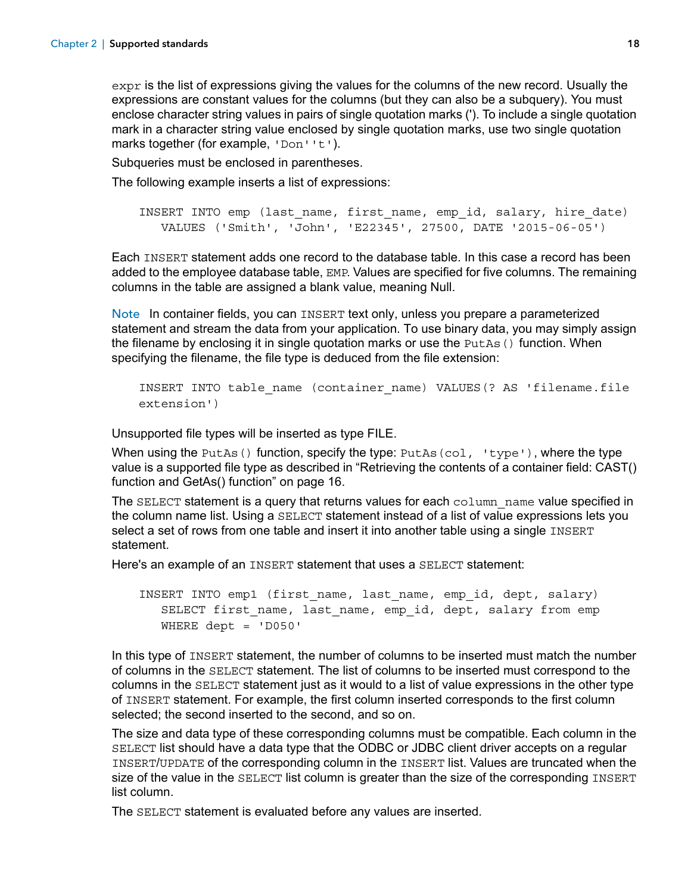`expr` is the list of expressions giving the values for the columns of the new record. Usually the expressions are constant values for the columns (but they can also be a subquery). You must enclose character string values in pairs of single quotation marks ('). To include a single quotation mark in a character string value enclosed by single quotation marks, use two single quotation marks together (for example, `'Don''t'`).

Subqueries must be enclosed in parentheses.

The following example inserts a list of expressions:

```
INSERT INTO emp (last_name, first_name, emp_id, salary, hire_date)
   VALUES ('Smith', 'John', 'E22345', 27500, DATE '2015-06-05')
```

Each `INSERT` statement adds one record to the database table. In this case a record has been added to the employee database table, `EMP`. Values are specified for five columns. The remaining columns in the table are assigned a blank value, meaning Null.

Note In container fields, you can `INSERT` text only, unless you prepare a parameterized statement and stream the data from your application. To use binary data, you may simply assign the filename by enclosing it in single quotation marks or use the `PutAs()` function. When specifying the filename, the file type is deduced from the file extension:

```
INSERT INTO table_name (container_name) VALUES(? AS 'filename.file
extension')
```

Unsupported file types will be inserted as type FILE.

When using the `PutAs()` function, specify the type: `PutAs(col, 'type')`, where the type value is a supported file type as described in "Retrieving the contents of a container field: CAST() function and GetAs() function" on page 16.

The `SELECT` statement is a query that returns values for each `column_name` value specified in the column name list. Using a `SELECT` statement instead of a list of value expressions lets you select a set of rows from one table and insert it into another table using a single `INSERT` statement.

Here's an example of an `INSERT` statement that uses a `SELECT` statement:

```
INSERT INTO emp1 (first_name, last_name, emp_id, dept, salary)
   SELECT first_name, last_name, emp_id, dept, salary from emp
   WHERE dept = 'D050'
```

In this type of `INSERT` statement, the number of columns to be inserted must match the number of columns in the `SELECT` statement. The list of columns to be inserted must correspond to the columns in the `SELECT` statement just as it would to a list of value expressions in the other type of `INSERT` statement. For example, the first column inserted corresponds to the first column selected; the second inserted to the second, and so on.

The size and data type of these corresponding columns must be compatible. Each column in the `SELECT` list should have a data type that the ODBC or JDBC client driver accepts on a regular `INSERT`/`UPDATE` of the corresponding column in the `INSERT` list. Values are truncated when the size of the value in the `SELECT` list column is greater than the size of the corresponding `INSERT` list column.

The `SELECT` statement is evaluated before any values are inserted.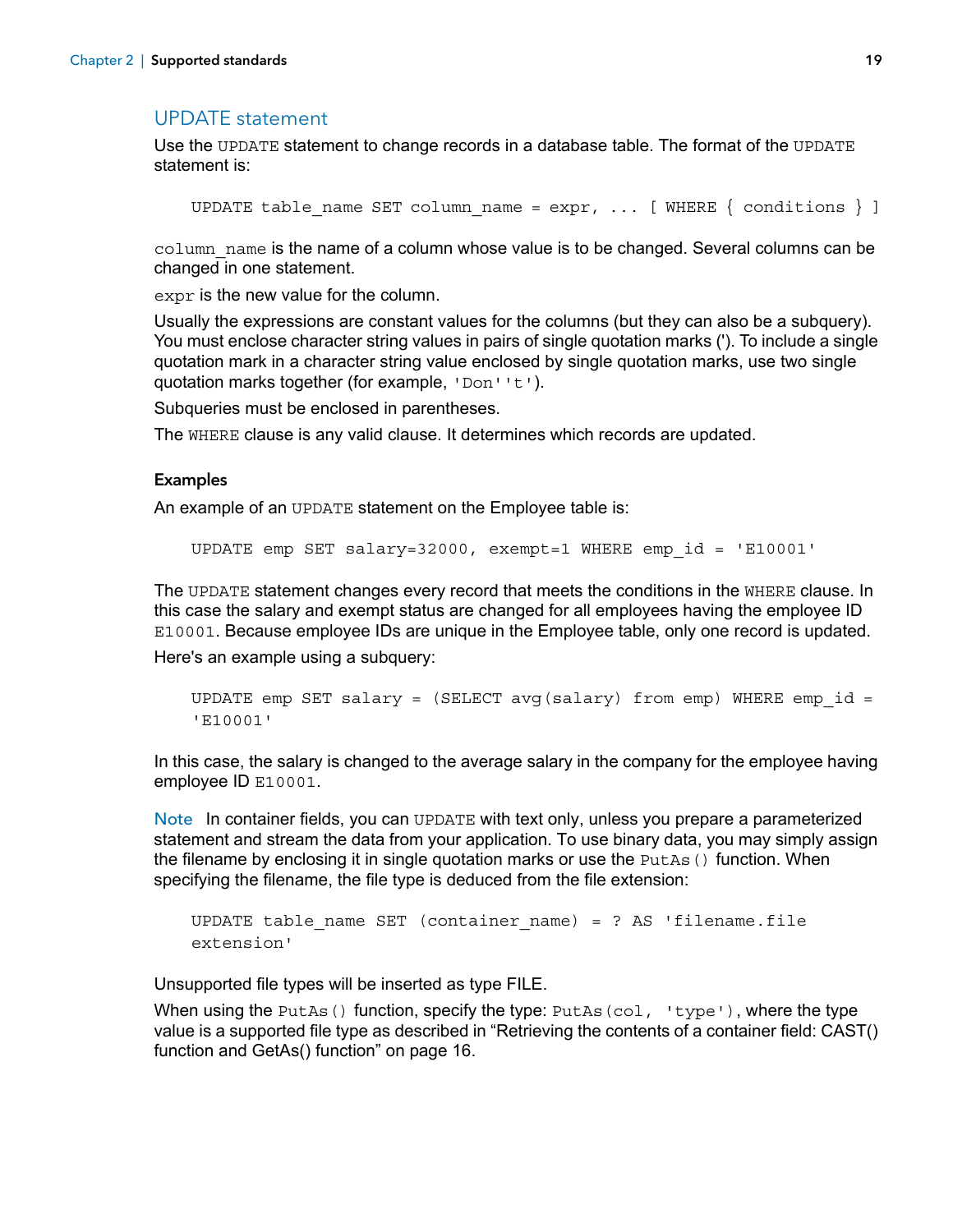## UPDATE statement

Use the `UPDATE` statement to change records in a database table. The format of the `UPDATE` statement is:

```
UPDATE table_name SET column_name = expr, ... [ WHERE { conditions } ]
```

`column_name` is the name of a column whose value is to be changed. Several columns can be changed in one statement.

`expr` is the new value for the column.

Usually the expressions are constant values for the columns (but they can also be a subquery). You must enclose character string values in pairs of single quotation marks ('). To include a single quotation mark in a character string value enclosed by single quotation marks, use two single quotation marks together (for example, `'Don''t'`).

Subqueries must be enclosed in parentheses.

The `WHERE` clause is any valid clause. It determines which records are updated.

### Examples

An example of an `UPDATE` statement on the Employee table is:

```
UPDATE emp SET salary=32000, exempt=1 WHERE emp_id = 'E10001'
```

The `UPDATE` statement changes every record that meets the conditions in the `WHERE` clause. In this case the salary and exempt status are changed for all employees having the employee ID `E10001`. Because employee IDs are unique in the Employee table, only one record is updated.

Here's an example using a subquery:

```
UPDATE emp SET salary = (SELECT avg(salary) from emp) WHERE emp_id =
'E10001'
```

In this case, the salary is changed to the average salary in the company for the employee having employee ID `E10001`.

**Note** In container fields, you can `UPDATE` with text only, unless you prepare a parameterized statement and stream the data from your application. To use binary data, you may simply assign the filename by enclosing it in single quotation marks or use the `PutAs()` function. When specifying the filename, the file type is deduced from the file extension:

```
UPDATE table_name SET (container_name) = ? AS 'filename.file
extension'
```

Unsupported file types will be inserted as type FILE.

When using the `PutAs()` function, specify the type: `PutAs(col, 'type')`, where the type value is a supported file type as described in "Retrieving the contents of a container field: CAST() function and GetAs() function" on page 16.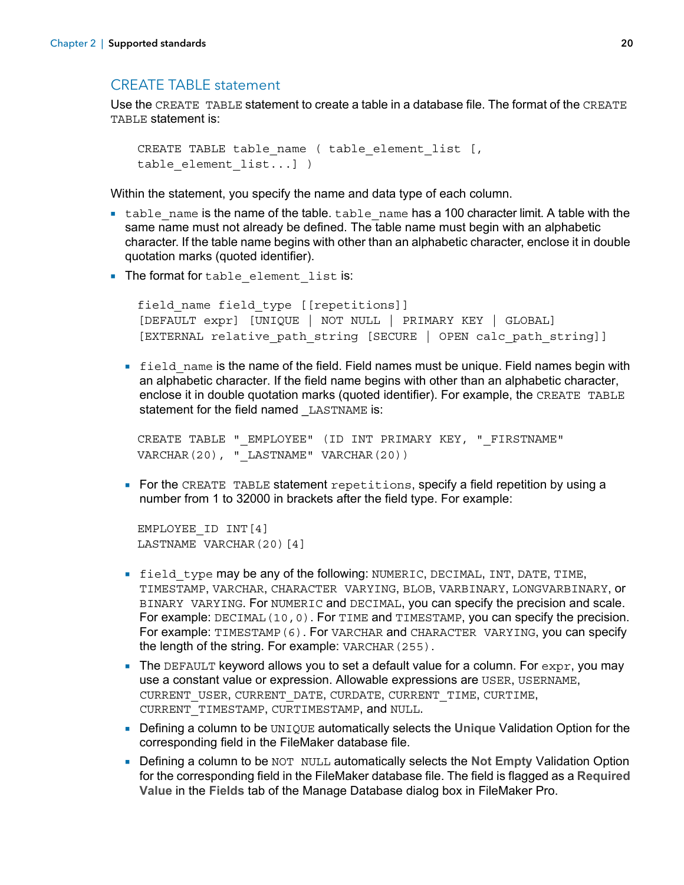## CREATE TABLE statement

Use the `CREATE TABLE` statement to create a table in a database file. The format of the `CREATE TABLE` statement is:

```
CREATE TABLE table_name ( table_element_list [,
table_element_list...] )
```

Within the statement, you specify the name and data type of each column.

- `table_name` is the name of the table. `table_name` has a 100 character limit. A table with the same name must not already be defined. The table name must begin with an alphabetic character. If the table name begins with other than an alphabetic character, enclose it in double quotation marks (quoted identifier).
- The format for `table_element_list` is:

```
field_name field_type [[repetitions]]
[DEFAULT expr] [UNIQUE | NOT NULL | PRIMARY KEY | GLOBAL]
[EXTERNAL relative_path_string [SECURE | OPEN calc_path_string]]
```

  - `field_name` is the name of the field. Field names must be unique. Field names begin with an alphabetic character. If the field name begins with other than an alphabetic character, enclose it in double quotation marks (quoted identifier). For example, the `CREATE TABLE` statement for the field named `_LASTNAME` is:

```
CREATE TABLE "_EMPLOYEE" (ID INT PRIMARY KEY, "_FIRSTNAME"
VARCHAR(20), "_LASTNAME" VARCHAR(20))
```

  - For the `CREATE TABLE` statement `repetitions`, specify a field repetition by using a number from 1 to 32000 in brackets after the field type. For example:

```
EMPLOYEE_ID INT[4]
LASTNAME VARCHAR(20)[4]
```

  - `field_type` may be any of the following: `NUMERIC`, `DECIMAL`, `INT`, `DATE`, `TIME`, `TIMESTAMP`, `VARCHAR`, `CHARACTER VARYING`, `BLOB`, `VARBINARY`, `LONGVARBINARY`, or `BINARY VARYING`. For `NUMERIC` and `DECIMAL`, you can specify the precision and scale. For example: `DECIMAL(10,0)`. For `TIME` and `TIMESTAMP`, you can specify the precision. For example: `TIMESTAMP(6)`. For `VARCHAR` and `CHARACTER VARYING`, you can specify the length of the string. For example: `VARCHAR(255)`.
  - The `DEFAULT` keyword allows you to set a default value for a column. For `expr`, you may use a constant value or expression. Allowable expressions are `USER`, `USERNAME`, `CURRENT_USER`, `CURRENT_DATE`, `CURDATE`, `CURRENT_TIME`, `CURTIME`, `CURRENT_TIMESTAMP`, `CURTIMESTAMP`, and `NULL`.
  - Defining a column to be `UNIQUE` automatically selects the **Unique** Validation Option for the corresponding field in the FileMaker database file.
  - Defining a column to be `NOT NULL` automatically selects the **Not Empty** Validation Option for the corresponding field in the FileMaker database file. The field is flagged as a **Required Value** in the **Fields** tab of the Manage Database dialog box in FileMaker Pro.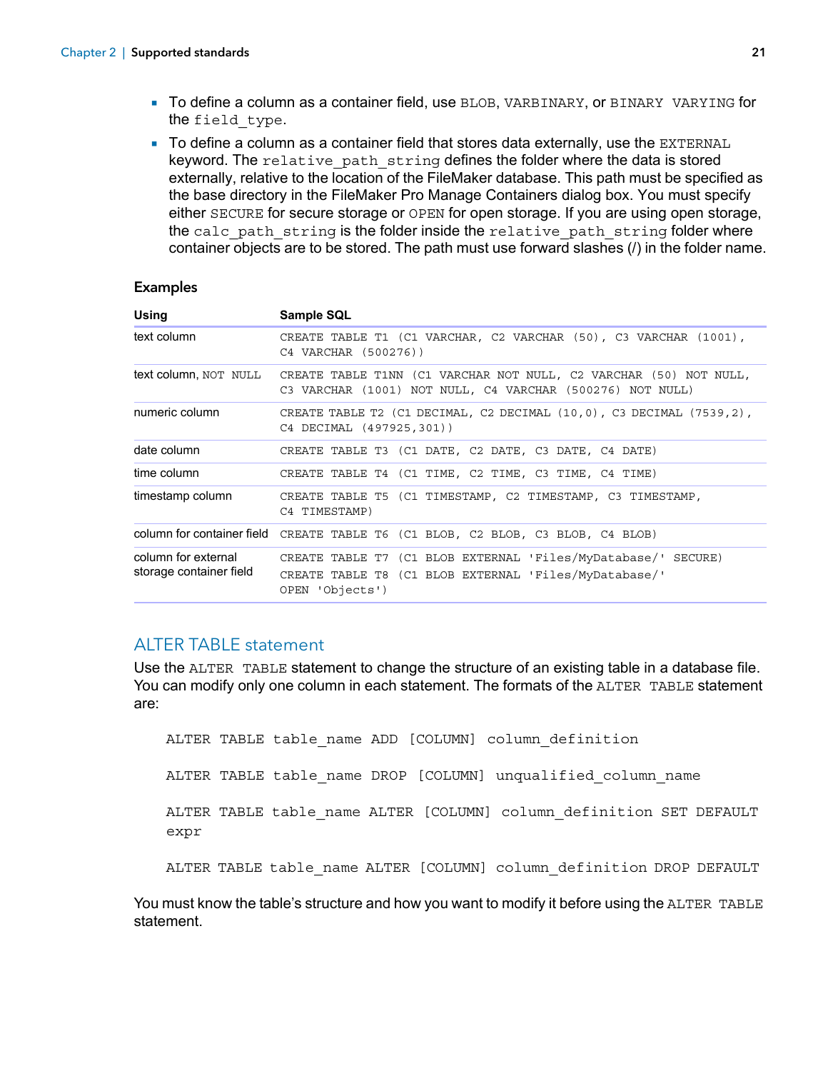- To define a column as a container field, use `BLOB`, `VARBINARY`, or `BINARY VARYING` for the `field_type`.
- To define a column as a container field that stores data externally, use the `EXTERNAL` keyword. The `relative_path_string` defines the folder where the data is stored externally, relative to the location of the FileMaker database. This path must be specified as the base directory in the FileMaker Pro Manage Containers dialog box. You must specify either `SECURE` for secure storage or `OPEN` for open storage. If you are using open storage, the `calc_path_string` is the folder inside the `relative_path_string` folder where container objects are to be stored. The path must use forward slashes (/) in the folder name.

### Examples

| Using | Sample SQL |
|---|---|
| text column | `CREATE TABLE T1 (C1 VARCHAR, C2 VARCHAR (50), C3 VARCHAR (1001), C4 VARCHAR (500276))` |
| text column, `NOT NULL` | `CREATE TABLE T1NN (C1 VARCHAR NOT NULL, C2 VARCHAR (50) NOT NULL, C3 VARCHAR (1001) NOT NULL, C4 VARCHAR (500276) NOT NULL)` |
| numeric column | `CREATE TABLE T2 (C1 DECIMAL, C2 DECIMAL (10,0), C3 DECIMAL (7539,2), C4 DECIMAL (497925,301))` |
| date column | `CREATE TABLE T3 (C1 DATE, C2 DATE, C3 DATE, C4 DATE)` |
| time column | `CREATE TABLE T4 (C1 TIME, C2 TIME, C3 TIME, C4 TIME)` |
| timestamp column | `CREATE TABLE T5 (C1 TIMESTAMP, C2 TIMESTAMP, C3 TIMESTAMP, C4 TIMESTAMP)` |
| column for container field | `CREATE TABLE T6 (C1 BLOB, C2 BLOB, C3 BLOB, C4 BLOB)` |
| column for external storage container field | `CREATE TABLE T7 (C1 BLOB EXTERNAL 'Files/MyDatabase/' SECURE)`<br>`CREATE TABLE T8 (C1 BLOB EXTERNAL 'Files/MyDatabase/' OPEN 'Objects')` |

## ALTER TABLE statement

Use the `ALTER TABLE` statement to change the structure of an existing table in a database file. You can modify only one column in each statement. The formats of the `ALTER TABLE` statement are:

```
ALTER TABLE table_name ADD [COLUMN] column_definition

ALTER TABLE table_name DROP [COLUMN] unqualified_column_name

ALTER TABLE table_name ALTER [COLUMN] column_definition SET DEFAULT
expr

ALTER TABLE table_name ALTER [COLUMN] column_definition DROP DEFAULT
```

You must know the table's structure and how you want to modify it before using the `ALTER TABLE` statement.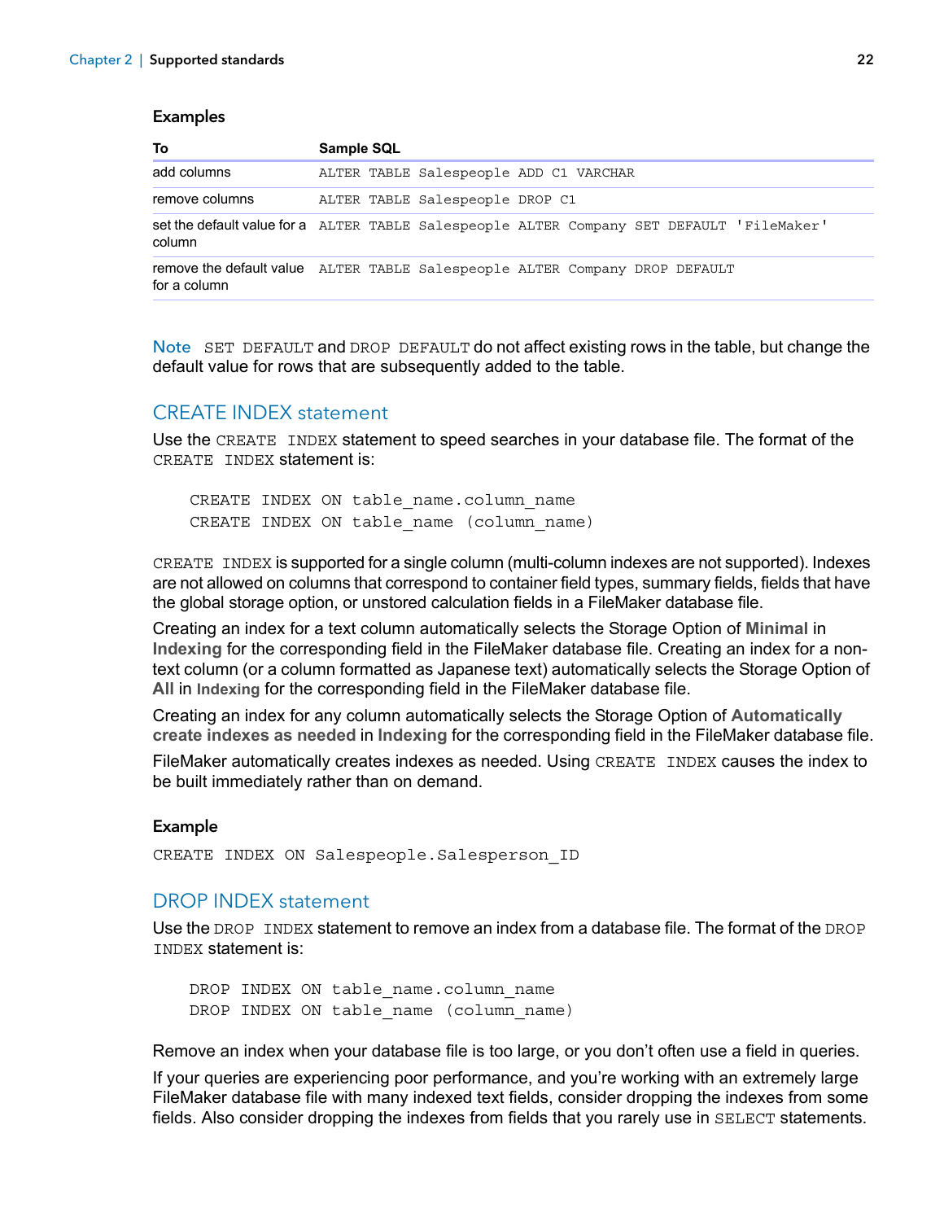#### Examples

| To | Sample SQL |
| --- | --- |
| add columns | `ALTER TABLE Salespeople ADD C1 VARCHAR` |
| remove columns | `ALTER TABLE Salespeople DROP C1` |
| set the default value for a column | `ALTER TABLE Salespeople ALTER Company SET DEFAULT 'FileMaker'` |
| remove the default value for a column | `ALTER TABLE Salespeople ALTER Company DROP DEFAULT` |

Note `SET DEFAULT` and `DROP DEFAULT` do not affect existing rows in the table, but change the default value for rows that are subsequently added to the table.

## CREATE INDEX statement

Use the `CREATE INDEX` statement to speed searches in your database file. The format of the `CREATE INDEX` statement is:

```
CREATE INDEX ON table_name.column_name
CREATE INDEX ON table_name (column_name)
```

`CREATE INDEX` is supported for a single column (multi-column indexes are not supported). Indexes are not allowed on columns that correspond to container field types, summary fields, fields that have the global storage option, or unstored calculation fields in a FileMaker database file.

Creating an index for a text column automatically selects the Storage Option of **Minimal** in **Indexing** for the corresponding field in the FileMaker database file. Creating an index for a non-text column (or a column formatted as Japanese text) automatically selects the Storage Option of **All** in **Indexing** for the corresponding field in the FileMaker database file.

Creating an index for any column automatically selects the Storage Option of **Automatically create indexes as needed** in **Indexing** for the corresponding field in the FileMaker database file.

FileMaker automatically creates indexes as needed. Using `CREATE INDEX` causes the index to be built immediately rather than on demand.

#### Example

```
CREATE INDEX ON Salespeople.Salesperson_ID
```

## DROP INDEX statement

Use the `DROP INDEX` statement to remove an index from a database file. The format of the `DROP INDEX` statement is:

```
DROP INDEX ON table_name.column_name
DROP INDEX ON table_name (column_name)
```

Remove an index when your database file is too large, or you don't often use a field in queries.

If your queries are experiencing poor performance, and you're working with an extremely large FileMaker database file with many indexed text fields, consider dropping the indexes from some fields. Also consider dropping the indexes from fields that you rarely use in `SELECT` statements.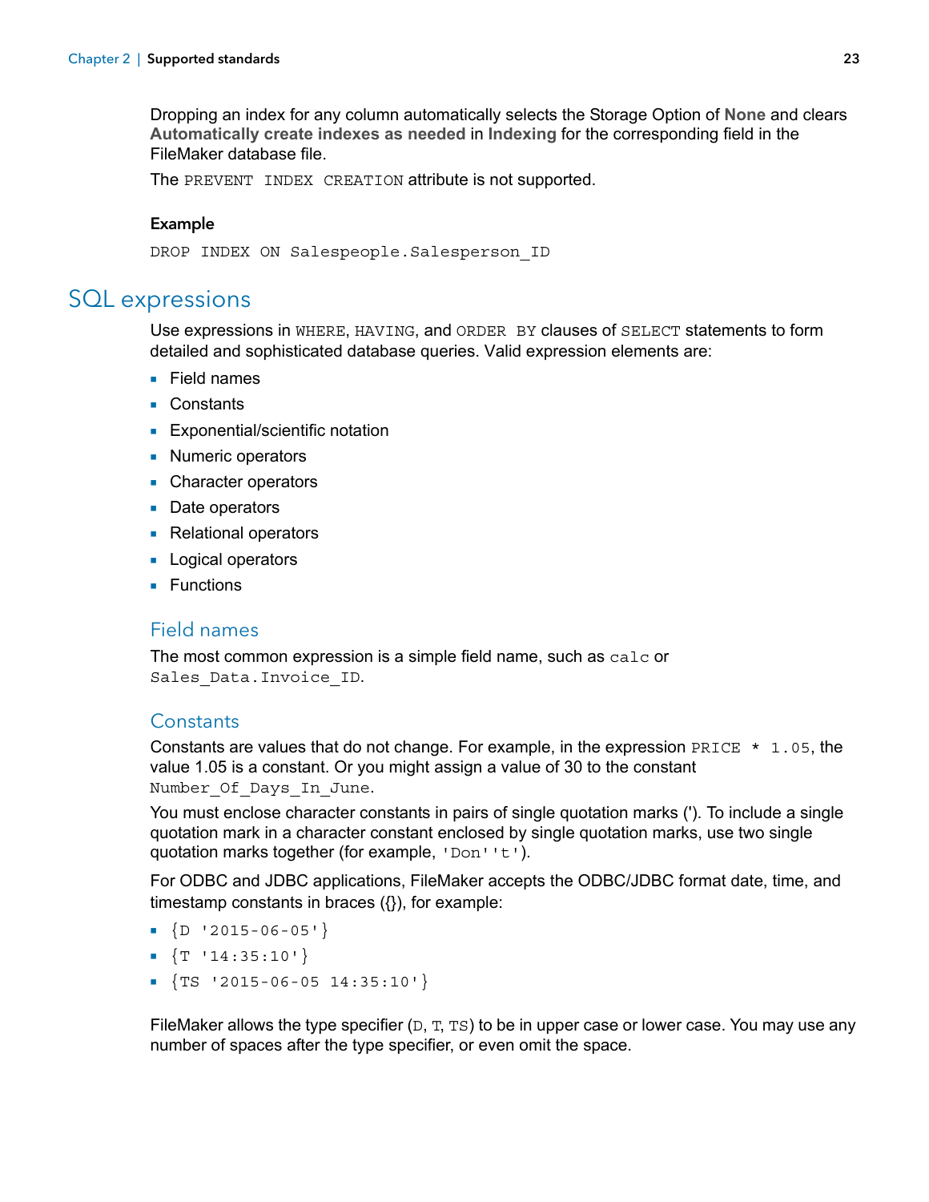Dropping an index for any column automatically selects the Storage Option of **None** and clears **Automatically create indexes as needed** in **Indexing** for the corresponding field in the FileMaker database file.

The `PREVENT INDEX CREATION` attribute is not supported.

#### Example

```
DROP INDEX ON Salespeople.Salesperson_ID
```

## SQL expressions

Use expressions in `WHERE`, `HAVING`, and `ORDER BY` clauses of `SELECT` statements to form detailed and sophisticated database queries. Valid expression elements are:

- Field names
- Constants
- Exponential/scientific notation
- Numeric operators
- Character operators
- Date operators
- Relational operators
- Logical operators
- Functions

### Field names

The most common expression is a simple field name, such as `calc` or `Sales_Data.Invoice_ID`.

### Constants

Constants are values that do not change. For example, in the expression `PRICE * 1.05`, the value 1.05 is a constant. Or you might assign a value of 30 to the constant `Number_Of_Days_In_June`.

You must enclose character constants in pairs of single quotation marks ('). To include a single quotation mark in a character constant enclosed by single quotation marks, use two single quotation marks together (for example, `'Don''t'`).

For ODBC and JDBC applications, FileMaker accepts the ODBC/JDBC format date, time, and timestamp constants in braces ({}), for example:

- `{D '2015-06-05'}`
- `{T '14:35:10'}`
- `{TS '2015-06-05 14:35:10'}`

FileMaker allows the type specifier (`D`, `T`, `TS`) to be in upper case or lower case. You may use any number of spaces after the type specifier, or even omit the space.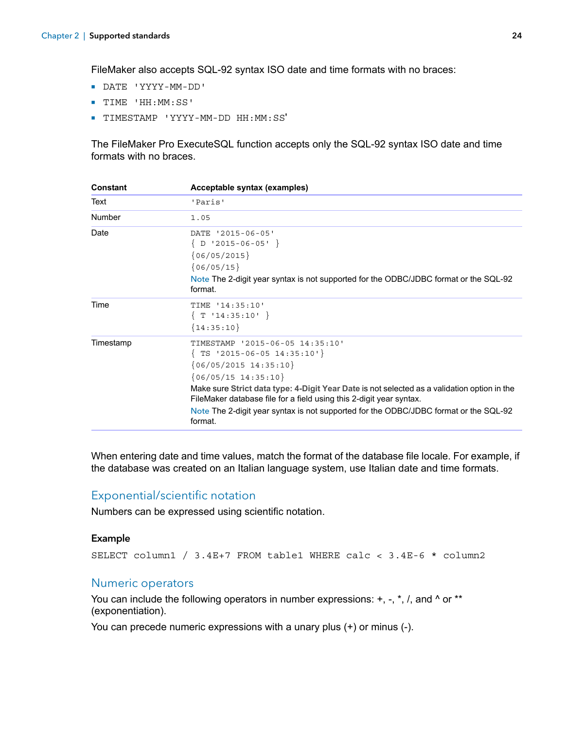FileMaker also accepts SQL-92 syntax ISO date and time formats with no braces:

- `DATE 'YYYY-MM-DD'`
- `TIME 'HH:MM:SS'`
- `TIMESTAMP 'YYYY-MM-DD HH:MM:SS'`

The FileMaker Pro ExecuteSQL function accepts only the SQL-92 syntax ISO date and time formats with no braces.

| Constant | Acceptable syntax (examples) |
|---|---|
| Text | `'Paris'` |
| Number | `1.05` |
| Date | `DATE '2015-06-05'`<br>`{ D '2015-06-05' }`<br>`{06/05/2015}`<br>`{06/05/15}`<br>Note The 2-digit year syntax is not supported for the ODBC/JDBC format or the SQL-92 format. |
| Time | `TIME '14:35:10'`<br>`{ T '14:35:10' }`<br>`{14:35:10}` |
| Timestamp | `TIMESTAMP '2015-06-05 14:35:10'`<br>`{ TS '2015-06-05 14:35:10'}`<br>`{06/05/2015 14:35:10}`<br>`{06/05/15 14:35:10}`<br>Make sure **Strict data type: 4-Digit Year Date** is not selected as a validation option in the FileMaker database file for a field using this 2-digit year syntax.<br>Note The 2-digit year syntax is not supported for the ODBC/JDBC format or the SQL-92 format. |

When entering date and time values, match the format of the database file locale. For example, if the database was created on an Italian language system, use Italian date and time formats.

## Exponential/scientific notation

Numbers can be expressed using scientific notation.

### Example

```
SELECT column1 / 3.4E+7 FROM table1 WHERE calc < 3.4E-6 * column2
```

## Numeric operators

You can include the following operators in number expressions: +, -, *, /, and ^ or ** (exponentiation).

You can precede numeric expressions with a unary plus (+) or minus (-).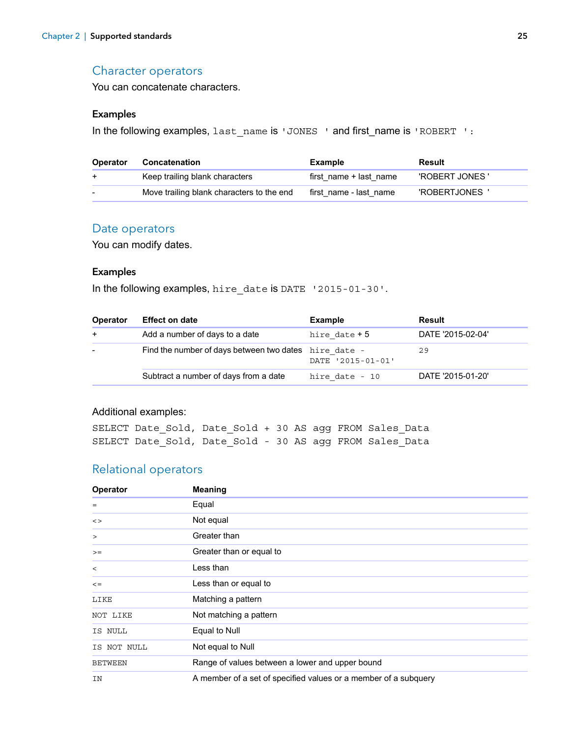## Character operators

You can concatenate characters.

### Examples

In the following examples, `last_name` is `'JONES  '` and first_name is `'ROBERT  '`:

| Operator | Concatenation | Example | Result |
|---|---|---|---|
| + | Keep trailing blank characters | first_name + last_name | 'ROBERT JONES ' |
| - | Move trailing blank characters to the end | first_name - last_name | 'ROBERTJONES  ' |

## Date operators

You can modify dates.

### Examples

In the following examples, `hire_date` is `DATE '2015-01-30'`.

| Operator | Effect on date | Example | Result |
|---|---|---|---|
| + | Add a number of days to a date | `hire_date` + 5 | DATE '2015-02-04' |
| - | Find the number of days between two dates | `hire_date - DATE '2015-01-01'` | `29` |
| | Subtract a number of days from a date | `hire_date - 10` | DATE '2015-01-20' |

Additional examples:

```
SELECT Date_Sold, Date_Sold + 30 AS agg FROM Sales_Data
SELECT Date_Sold, Date_Sold - 30 AS agg FROM Sales_Data
```

## Relational operators

| Operator | Meaning |
|---|---|
| `=` | Equal |
| `<>` | Not equal |
| `>` | Greater than |
| `>=` | Greater than or equal to |
| `<` | Less than |
| `<=` | Less than or equal to |
| `LIKE` | Matching a pattern |
| `NOT LIKE` | Not matching a pattern |
| `IS NULL` | Equal to Null |
| `IS NOT NULL` | Not equal to Null |
| `BETWEEN` | Range of values between a lower and upper bound |
| `IN` | A member of a set of specified values or a member of a subquery |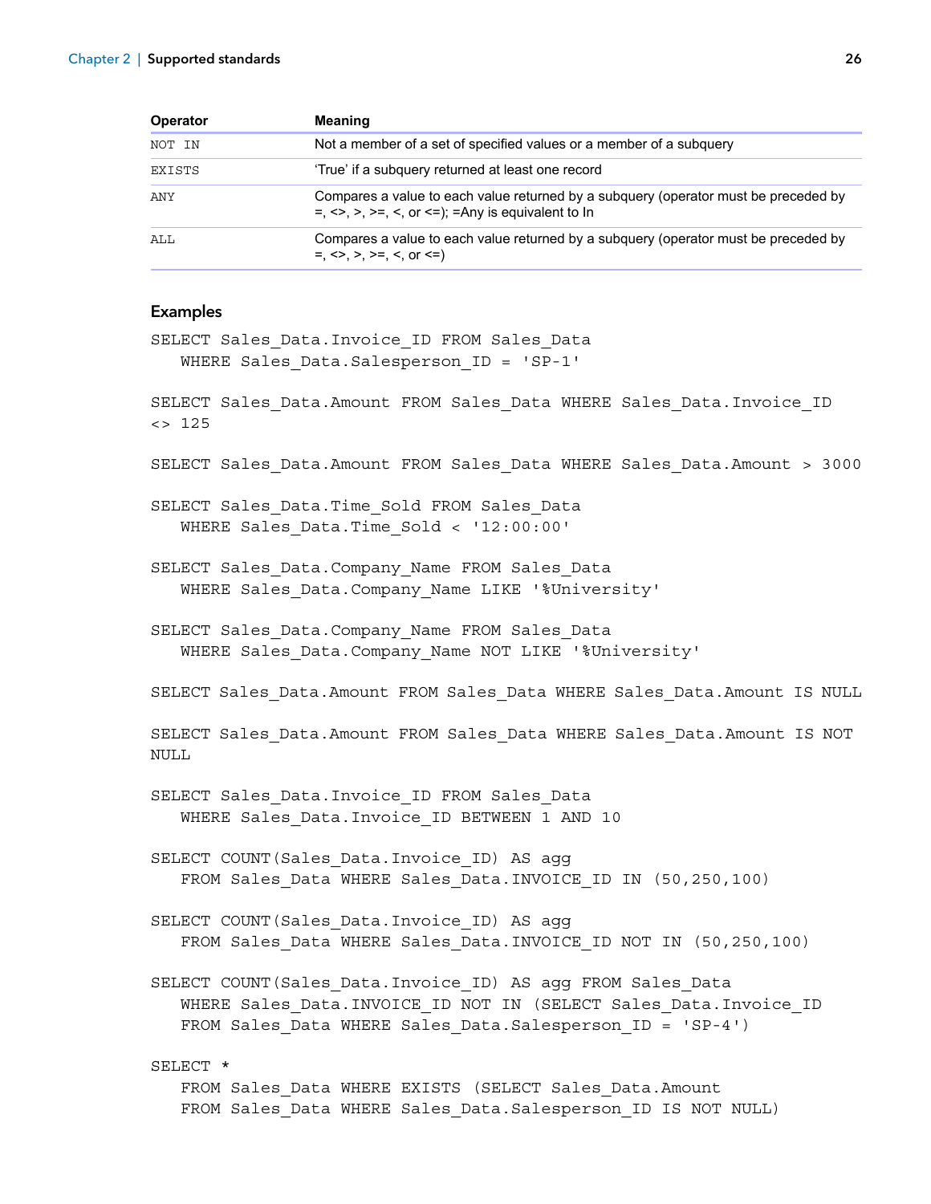| Operator | Meaning |
|---|---|
| `NOT IN` | Not a member of a set of specified values or a member of a subquery |
| `EXISTS` | 'True' if a subquery returned at least one record |
| `ANY` | Compares a value to each value returned by a subquery (operator must be preceded by =, <>, >, >=, <, or <=); =Any is equivalent to In |
| `ALL` | Compares a value to each value returned by a subquery (operator must be preceded by =, <>, >, >=, <, or <=) |

## Examples

```
SELECT Sales_Data.Invoice_ID FROM Sales_Data
   WHERE Sales_Data.Salesperson_ID = 'SP-1'

SELECT Sales_Data.Amount FROM Sales_Data WHERE Sales_Data.Invoice_ID
<> 125

SELECT Sales_Data.Amount FROM Sales_Data WHERE Sales_Data.Amount > 3000

SELECT Sales_Data.Time_Sold FROM Sales_Data
   WHERE Sales_Data.Time_Sold < '12:00:00'

SELECT Sales_Data.Company_Name FROM Sales_Data
   WHERE Sales_Data.Company_Name LIKE '%University'

SELECT Sales_Data.Company_Name FROM Sales_Data
   WHERE Sales_Data.Company_Name NOT LIKE '%University'

SELECT Sales_Data.Amount FROM Sales_Data WHERE Sales_Data.Amount IS NULL

SELECT Sales_Data.Amount FROM Sales_Data WHERE Sales_Data.Amount IS NOT
NULL

SELECT Sales_Data.Invoice_ID FROM Sales_Data
   WHERE Sales_Data.Invoice_ID BETWEEN 1 AND 10

SELECT COUNT(Sales_Data.Invoice_ID) AS agg
   FROM Sales_Data WHERE Sales_Data.INVOICE_ID IN (50,250,100)

SELECT COUNT(Sales_Data.Invoice_ID) AS agg
   FROM Sales_Data WHERE Sales_Data.INVOICE_ID NOT IN (50,250,100)

SELECT COUNT(Sales_Data.Invoice_ID) AS agg FROM Sales_Data
   WHERE Sales_Data.INVOICE_ID NOT IN (SELECT Sales_Data.Invoice_ID
   FROM Sales_Data WHERE Sales_Data.Salesperson_ID = 'SP-4')

SELECT *
   FROM Sales_Data WHERE EXISTS (SELECT Sales_Data.Amount
   FROM Sales_Data WHERE Sales_Data.Salesperson_ID IS NOT NULL)
```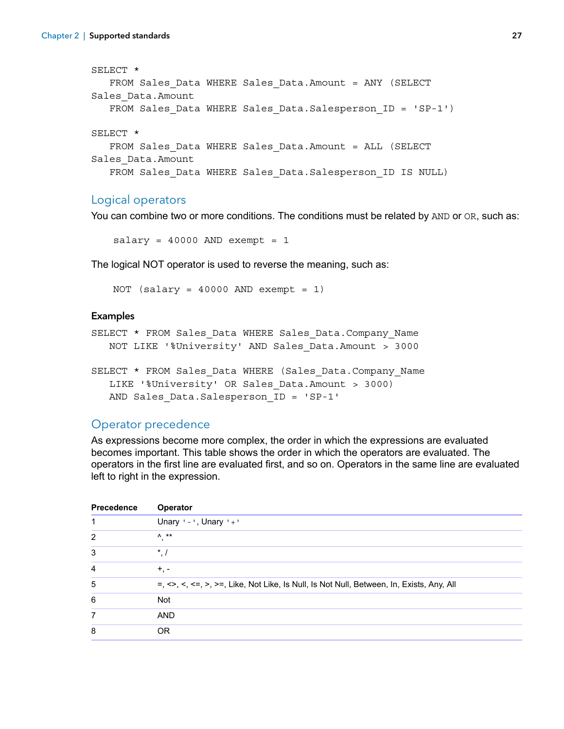```
SELECT *
   FROM Sales_Data WHERE Sales_Data.Amount = ANY (SELECT
Sales_Data.Amount
   FROM Sales_Data WHERE Sales_Data.Salesperson_ID = 'SP-1')

SELECT *
   FROM Sales_Data WHERE Sales_Data.Amount = ALL (SELECT
Sales_Data.Amount
   FROM Sales_Data WHERE Sales_Data.Salesperson_ID IS NULL)
```

## Logical operators

You can combine two or more conditions. The conditions must be related by `AND` or `OR`, such as:

```
salary = 40000 AND exempt = 1
```

The logical NOT operator is used to reverse the meaning, such as:

```
NOT (salary = 40000 AND exempt = 1)
```

### Examples

```
SELECT * FROM Sales_Data WHERE Sales_Data.Company_Name
   NOT LIKE '%University' AND Sales_Data.Amount > 3000

SELECT * FROM Sales_Data WHERE (Sales_Data.Company_Name
   LIKE '%University' OR Sales_Data.Amount > 3000)
   AND Sales_Data.Salesperson_ID = 'SP-1'
```

## Operator precedence

As expressions become more complex, the order in which the expressions are evaluated becomes important. This table shows the order in which the operators are evaluated. The operators in the first line are evaluated first, and so on. Operators in the same line are evaluated left to right in the expression.

| Precedence | Operator |
|---|---|
| 1 | Unary '-', Unary '+' |
| 2 | ^, ** |
| 3 | *, / |
| 4 | +, - |
| 5 | =, <>, <, <=, >, >=, Like, Not Like, Is Null, Is Not Null, Between, In, Exists, Any, All |
| 6 | Not |
| 7 | AND |
| 8 | OR |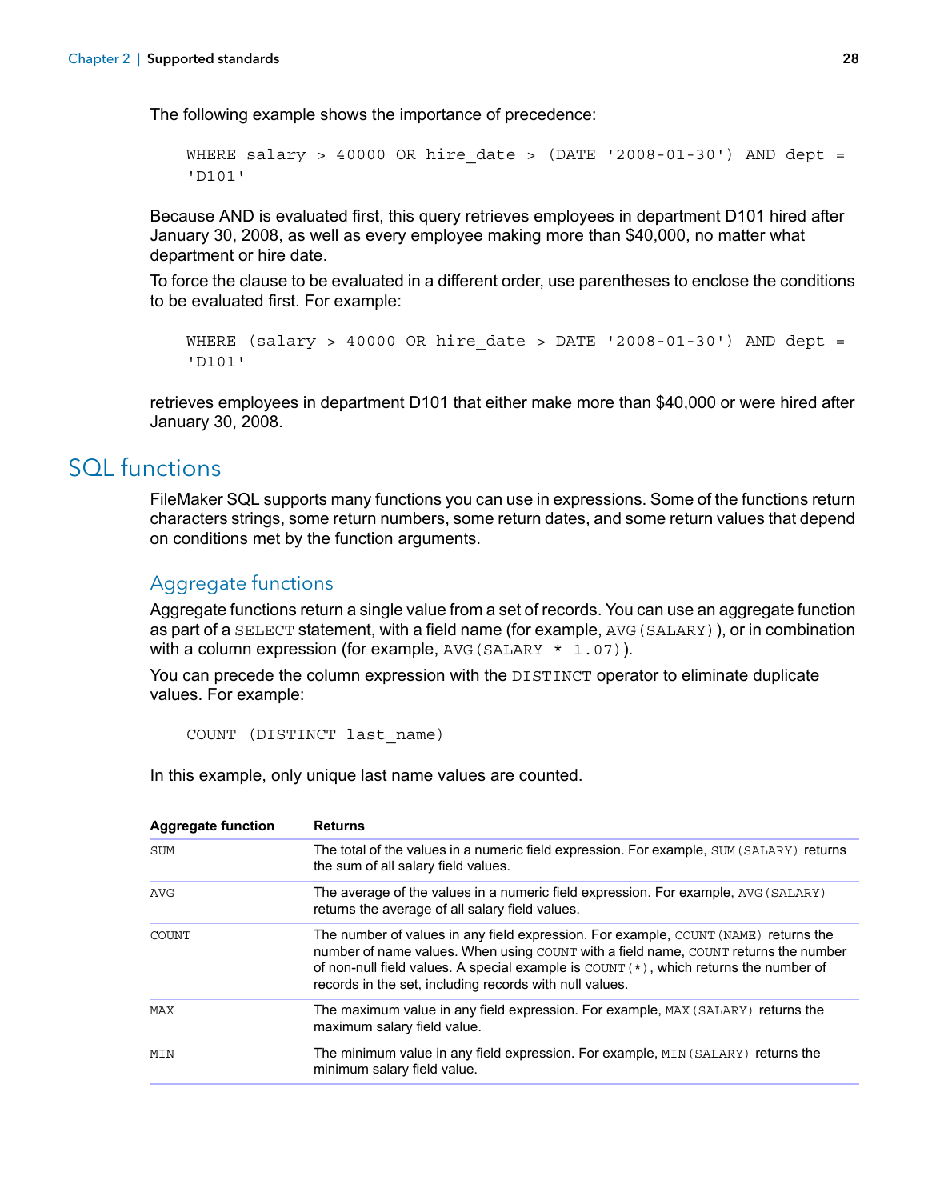The following example shows the importance of precedence:

```
WHERE salary > 40000 OR hire_date > (DATE '2008-01-30') AND dept =
'D101'
```

Because AND is evaluated first, this query retrieves employees in department D101 hired after January 30, 2008, as well as every employee making more than $40,000, no matter what department or hire date.

To force the clause to be evaluated in a different order, use parentheses to enclose the conditions to be evaluated first. For example:

```
WHERE (salary > 40000 OR hire_date > DATE '2008-01-30') AND dept =
'D101'
```

retrieves employees in department D101 that either make more than $40,000 or were hired after January 30, 2008.

# SQL functions

FileMaker SQL supports many functions you can use in expressions. Some of the functions return characters strings, some return numbers, some return dates, and some return values that depend on conditions met by the function arguments.

## Aggregate functions

Aggregate functions return a single value from a set of records. You can use an aggregate function as part of a `SELECT` statement, with a field name (for example, `AVG(SALARY)`), or in combination with a column expression (for example, `AVG(SALARY * 1.07)`).

You can precede the column expression with the `DISTINCT` operator to eliminate duplicate values. For example:

```
COUNT (DISTINCT last_name)
```

In this example, only unique last name values are counted.

| Aggregate function | Returns |
|---|---|
| `SUM` | The total of the values in a numeric field expression. For example, `SUM(SALARY)` returns the sum of all salary field values. |
| `AVG` | The average of the values in a numeric field expression. For example, `AVG(SALARY)` returns the average of all salary field values. |
| `COUNT` | The number of values in any field expression. For example, `COUNT(NAME)` returns the number of name values. When using `COUNT` with a field name, `COUNT` returns the number of non-null field values. A special example is `COUNT(*)`, which returns the number of records in the set, including records with null values. |
| `MAX` | The maximum value in any field expression. For example, `MAX(SALARY)` returns the maximum salary field value. |
| `MIN` | The minimum value in any field expression. For example, `MIN(SALARY)` returns the minimum salary field value. |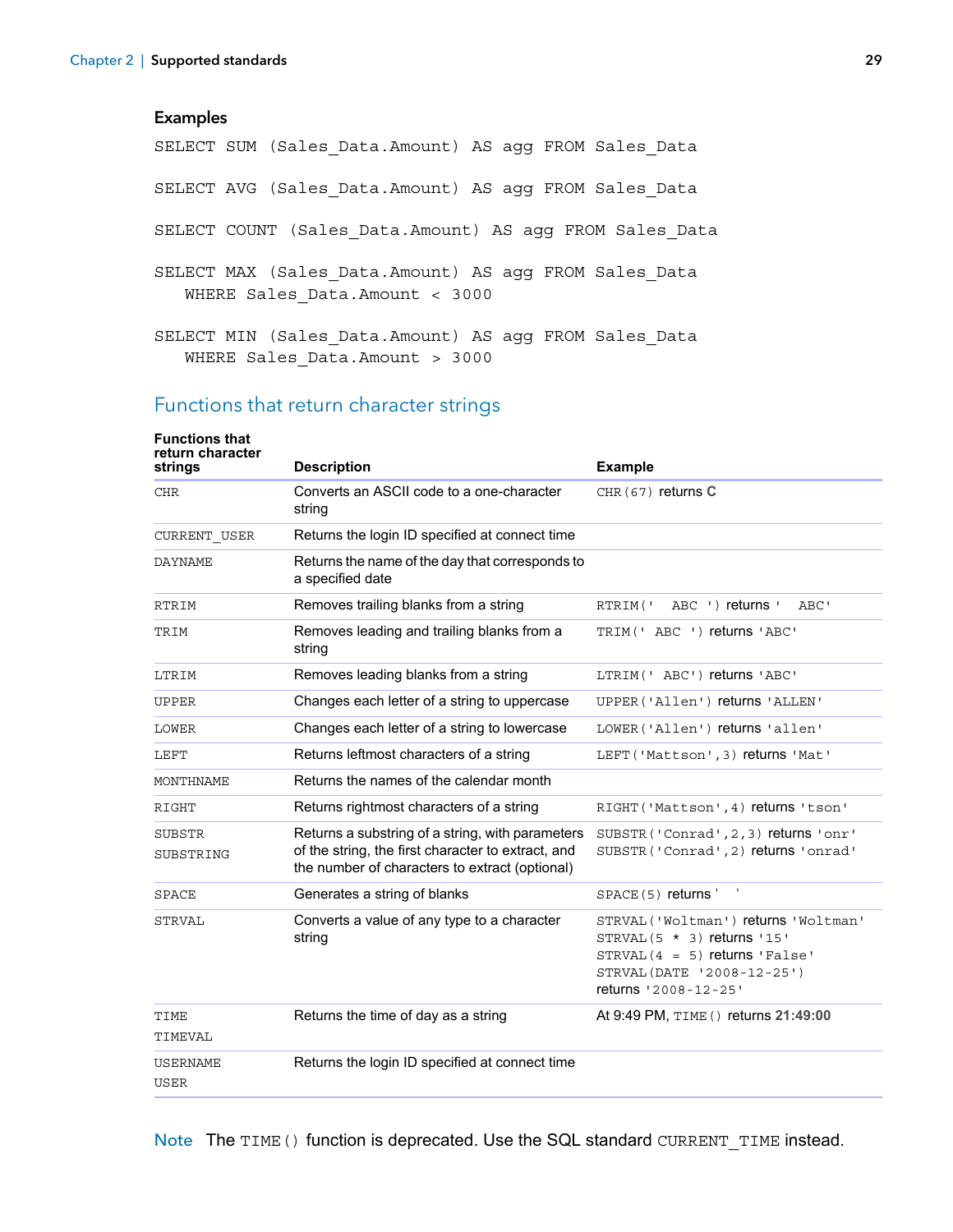### Examples

```
SELECT SUM (Sales_Data.Amount) AS agg FROM Sales_Data

SELECT AVG (Sales_Data.Amount) AS agg FROM Sales_Data

SELECT COUNT (Sales_Data.Amount) AS agg FROM Sales_Data

SELECT MAX (Sales_Data.Amount) AS agg FROM Sales_Data
   WHERE Sales_Data.Amount < 3000

SELECT MIN (Sales_Data.Amount) AS agg FROM Sales_Data
   WHERE Sales_Data.Amount > 3000
```

## Functions that return character strings

| Functions that return character strings | Description | Example |
|---|---|---|
| `CHR` | Converts an ASCII code to a one-character string | `CHR(67)` returns **C** |
| `CURRENT_USER` | Returns the login ID specified at connect time | |
| `DAYNAME` | Returns the name of the day that corresponds to a specified date | |
| `RTRIM` | Removes trailing blanks from a string | `RTRIM('  ABC ')` returns `'  ABC'` |
| `TRIM` | Removes leading and trailing blanks from a string | `TRIM(' ABC ')` returns `'ABC'` |
| `LTRIM` | Removes leading blanks from a string | `LTRIM(' ABC')` returns `'ABC'` |
| `UPPER` | Changes each letter of a string to uppercase | `UPPER('Allen')` returns `'ALLEN'` |
| `LOWER` | Changes each letter of a string to lowercase | `LOWER('Allen')` returns `'allen'` |
| `LEFT` | Returns leftmost characters of a string | `LEFT('Mattson',3)` returns `'Mat'` |
| `MONTHNAME` | Returns the names of the calendar month | |
| `RIGHT` | Returns rightmost characters of a string | `RIGHT('Mattson',4)` returns `'tson'` |
| `SUBSTR` `SUBSTRING` | Returns a substring of a string, with parameters of the string, the first character to extract, and the number of characters to extract (optional) | `SUBSTR('Conrad',2,3)` returns `'onr'` `SUBSTR('Conrad',2)` returns `'onrad'` |
| `SPACE` | Generates a string of blanks | `SPACE(5)` returns `'     '` |
| `STRVAL` | Converts a value of any type to a character string | `STRVAL('Woltman')` returns `'Woltman'` `STRVAL(5 * 3)` returns `'15'` `STRVAL(4 = 5)` returns `'False'` `STRVAL(DATE '2008-12-25')` returns `'2008-12-25'` |
| `TIME` `TIMEVAL` | Returns the time of day as a string | At 9:49 PM, `TIME()` returns **21:49:00** |
| `USERNAME` `USER` | Returns the login ID specified at connect time | |

**Note** The `TIME()` function is deprecated. Use the SQL standard `CURRENT_TIME` instead.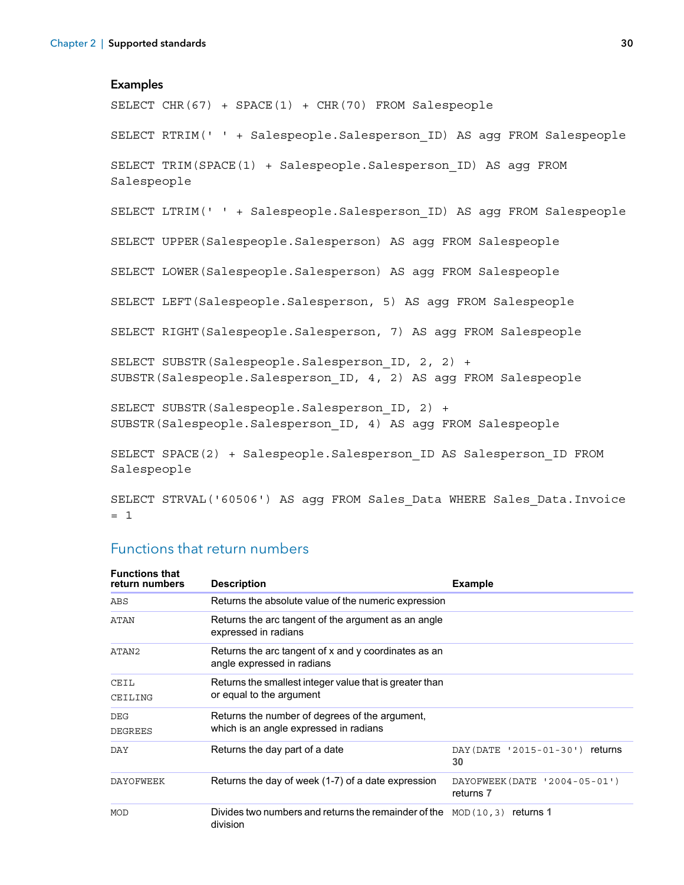### Examples

```
SELECT CHR(67) + SPACE(1) + CHR(70) FROM Salespeople

SELECT RTRIM(' ' + Salespeople.Salesperson_ID) AS agg FROM Salespeople

SELECT TRIM(SPACE(1) + Salespeople.Salesperson_ID) AS agg FROM
Salespeople

SELECT LTRIM(' ' + Salespeople.Salesperson_ID) AS agg FROM Salespeople

SELECT UPPER(Salespeople.Salesperson) AS agg FROM Salespeople

SELECT LOWER(Salespeople.Salesperson) AS agg FROM Salespeople

SELECT LEFT(Salespeople.Salesperson, 5) AS agg FROM Salespeople

SELECT RIGHT(Salespeople.Salesperson, 7) AS agg FROM Salespeople

SELECT SUBSTR(Salespeople.Salesperson_ID, 2, 2) +
SUBSTR(Salespeople.Salesperson_ID, 4, 2) AS agg FROM Salespeople

SELECT SUBSTR(Salespeople.Salesperson_ID, 2) +
SUBSTR(Salespeople.Salesperson_ID, 4) AS agg FROM Salespeople

SELECT SPACE(2) + Salespeople.Salesperson_ID AS Salesperson_ID FROM
Salespeople

SELECT STRVAL('60506') AS agg FROM Sales_Data WHERE Sales_Data.Invoice
= 1
```

## Functions that return numbers

| Functions that return numbers | Description | Example |
|---|---|---|
| `ABS` | Returns the absolute value of the numeric expression | |
| `ATAN` | Returns the arc tangent of the argument as an angle expressed in radians | |
| `ATAN2` | Returns the arc tangent of x and y coordinates as an angle expressed in radians | |
| `CEIL`<br>`CEILING` | Returns the smallest integer value that is greater than or equal to the argument | |
| `DEG`<br>`DEGREES` | Returns the number of degrees of the argument, which is an angle expressed in radians | |
| `DAY` | Returns the day part of a date | `DAY(DATE '2015-01-30')` returns **30** |
| `DAYOFWEEK` | Returns the day of week (1-7) of a date expression | `DAYOFWEEK(DATE '2004-05-01')` returns **7** |
| `MOD` | Divides two numbers and returns the remainder of the division | `MOD(10,3)` returns **1** |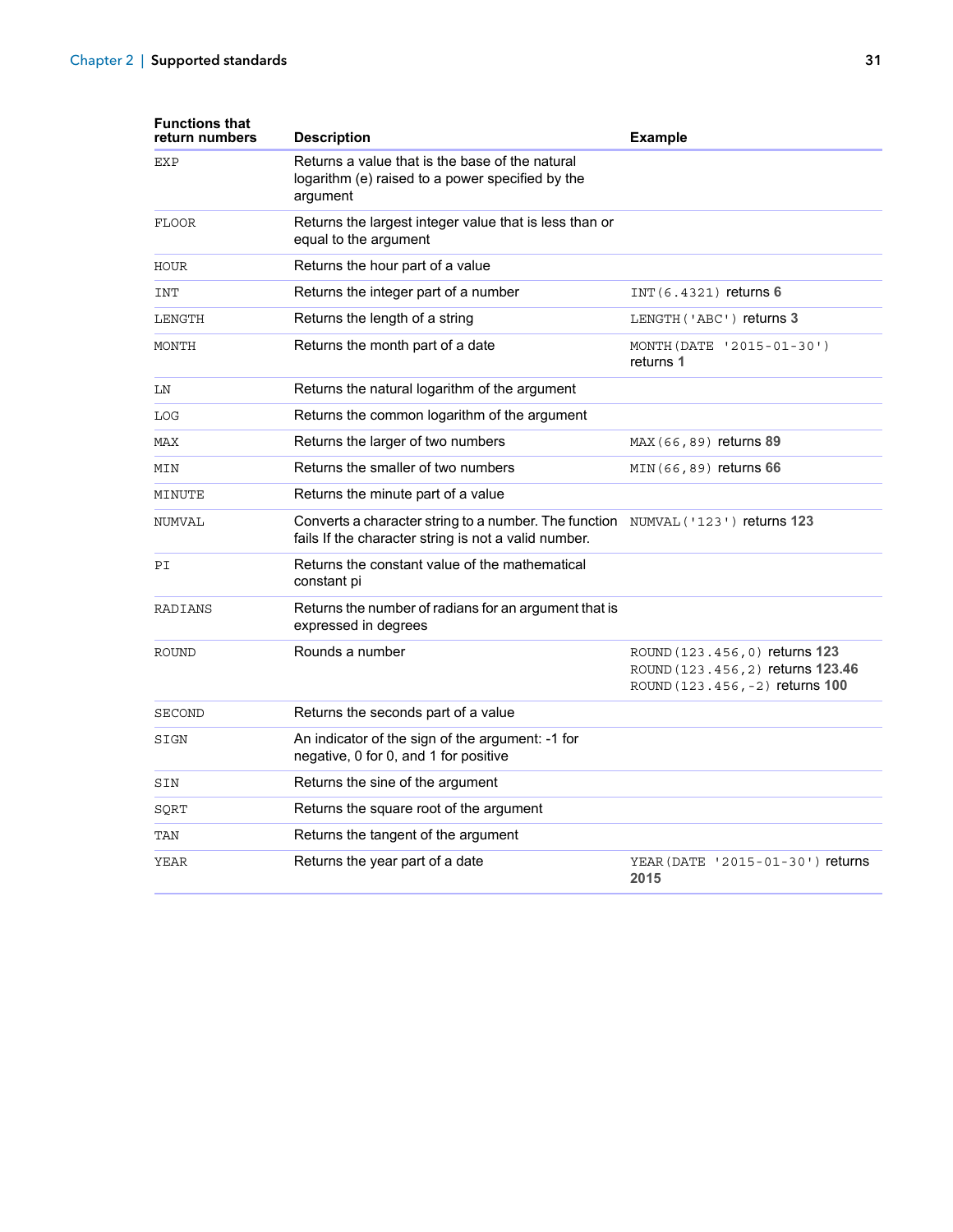| Functions that return numbers | Description | Example |
|---|---|---|
| `EXP` | Returns a value that is the base of the natural logarithm (e) raised to a power specified by the argument | |
| `FLOOR` | Returns the largest integer value that is less than or equal to the argument | |
| `HOUR` | Returns the hour part of a value | |
| `INT` | Returns the integer part of a number | `INT(6.4321)` returns **6** |
| `LENGTH` | Returns the length of a string | `LENGTH('ABC')` returns **3** |
| `MONTH` | Returns the month part of a date | `MONTH(DATE '2015-01-30')` returns **1** |
| `LN` | Returns the natural logarithm of the argument | |
| `LOG` | Returns the common logarithm of the argument | |
| `MAX` | Returns the larger of two numbers | `MAX(66,89)` returns **89** |
| `MIN` | Returns the smaller of two numbers | `MIN(66,89)` returns **66** |
| `MINUTE` | Returns the minute part of a value | |
| `NUMVAL` | Converts a character string to a number. The function fails If the character string is not a valid number. | `NUMVAL('123')` returns **123** |
| `PI` | Returns the constant value of the mathematical constant pi | |
| `RADIANS` | Returns the number of radians for an argument that is expressed in degrees | |
| `ROUND` | Rounds a number | `ROUND(123.456,0)` returns **123**<br>`ROUND(123.456,2)` returns **123.46**<br>`ROUND(123.456,-2)` returns **100** |
| `SECOND` | Returns the seconds part of a value | |
| `SIGN` | An indicator of the sign of the argument: -1 for negative, 0 for 0, and 1 for positive | |
| `SIN` | Returns the sine of the argument | |
| `SQRT` | Returns the square root of the argument | |
| `TAN` | Returns the tangent of the argument | |
| `YEAR` | Returns the year part of a date | `YEAR(DATE '2015-01-30')` returns **2015** |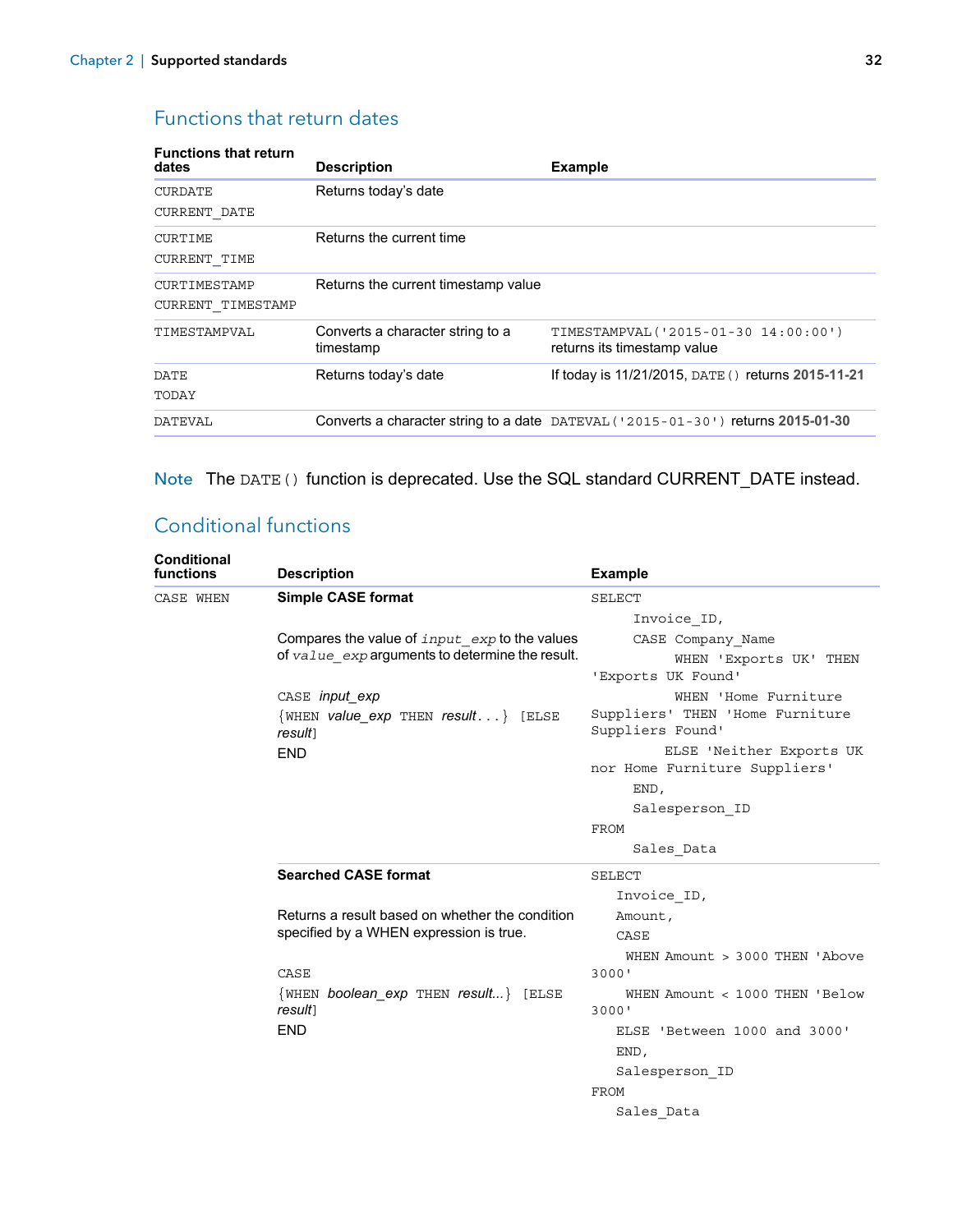## Functions that return dates

| Functions that return dates | Description | Example |
|---|---|---|
| CURDATE<br>CURRENT_DATE | Returns today's date | |
| CURTIME<br>CURRENT_TIME | Returns the current time | |
| CURTIMESTAMP<br>CURRENT_TIMESTAMP | Returns the current timestamp value | |
| TIMESTAMPVAL | Converts a character string to a timestamp | TIMESTAMPVAL('2015-01-30 14:00:00') returns its timestamp value |
| DATE<br>TODAY | Returns today's date | If today is 11/21/2015, DATE() returns **2015-11-21** |
| DATEVAL | Converts a character string to a date | DATEVAL('2015-01-30') returns **2015-01-30** |

**Note** The DATE() function is deprecated. Use the SQL standard CURRENT_DATE instead.

## Conditional functions

| Conditional functions | Description | Example |
|---|---|---|
| CASE WHEN | **Simple CASE format**<br><br>Compares the value of *input_exp* to the values of *value_exp* arguments to determine the result.<br><br>CASE *input_exp*<br>{WHEN *value_exp* THEN *result*...} [ELSE *result*]<br>END | SELECT<br>Invoice_ID,<br>CASE Company_Name<br>WHEN 'Exports UK' THEN 'Exports UK Found'<br>WHEN 'Home Furniture Suppliers' THEN 'Home Furniture Suppliers Found'<br>ELSE 'Neither Exports UK nor Home Furniture Suppliers'<br>END,<br>Salesperson_ID<br>FROM<br>Sales_Data |
| | **Searched CASE format**<br><br>Returns a result based on whether the condition specified by a WHEN expression is true.<br><br>CASE<br>{WHEN *boolean_exp* THEN *result...*} [ELSE *result*]<br>END | SELECT<br>Invoice_ID,<br>Amount,<br>CASE<br>WHEN Amount > 3000 THEN 'Above 3000'<br>WHEN Amount < 1000 THEN 'Below 3000'<br>ELSE 'Between 1000 and 3000'<br>END,<br>Salesperson_ID<br>FROM<br>Sales_Data |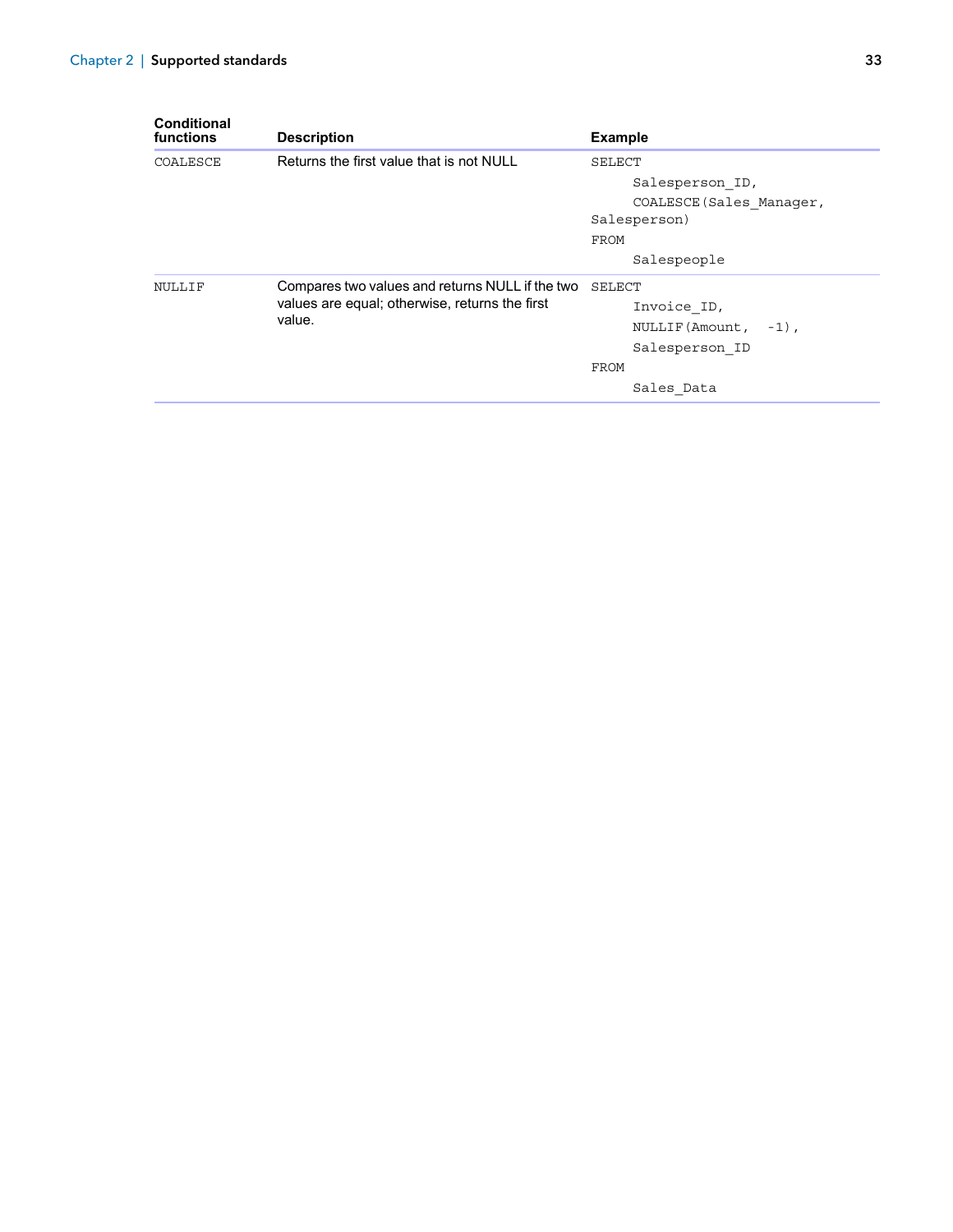| Conditional functions | Description | Example |
|---|---|---|
| COALESCE | Returns the first value that is not NULL | SELECT<br>Salesperson_ID,<br>COALESCE(Sales_Manager, Salesperson)<br>FROM<br>Salespeople |
| NULLIF | Compares two values and returns NULL if the two values are equal; otherwise, returns the first value. | SELECT<br>Invoice_ID,<br>NULLIF(Amount, -1),<br>Salesperson_ID<br>FROM<br>Sales_Data |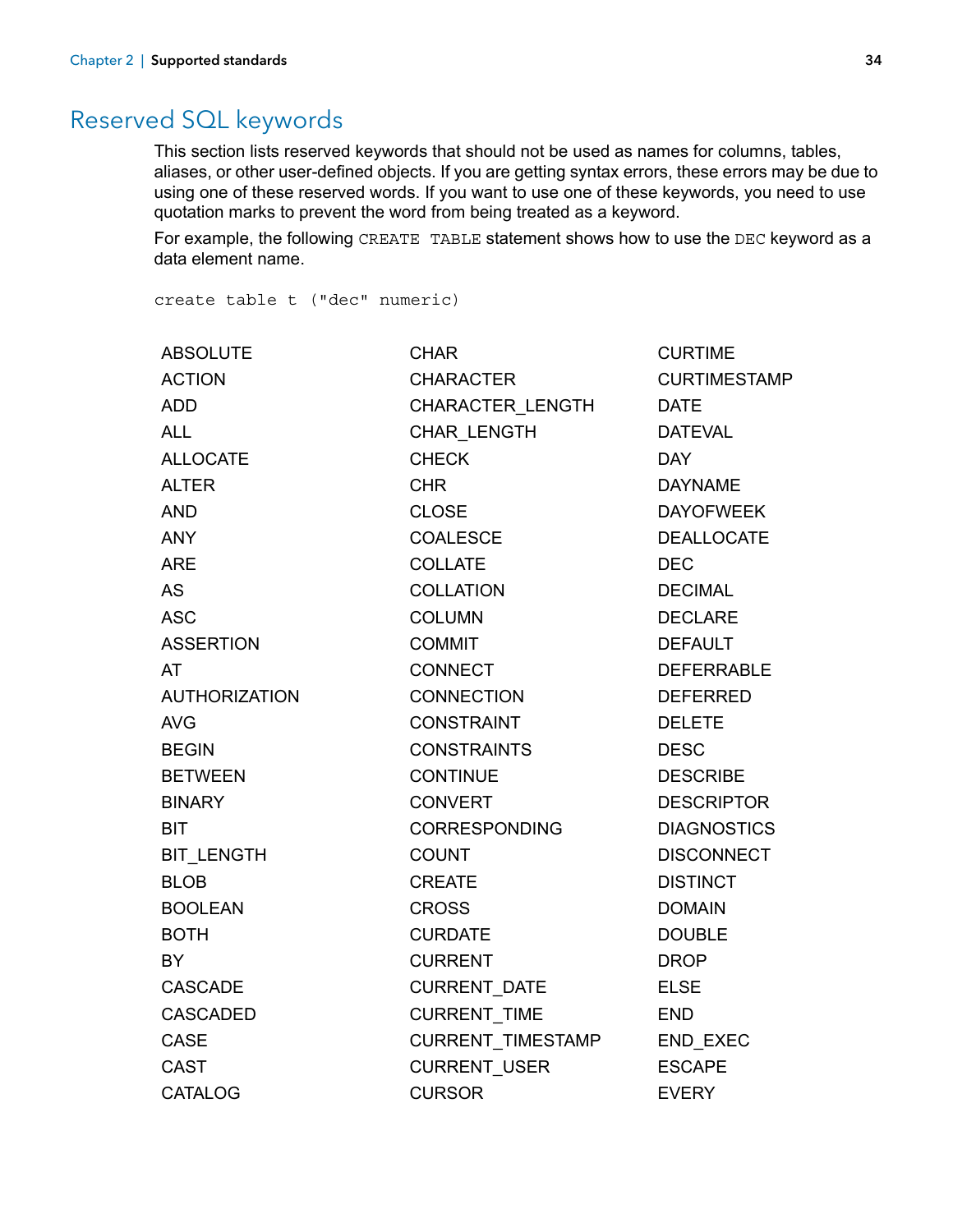# Reserved SQL keywords

This section lists reserved keywords that should not be used as names for columns, tables, aliases, or other user-defined objects. If you are getting syntax errors, these errors may be due to using one of these reserved words. If you want to use one of these keywords, you need to use quotation marks to prevent the word from being treated as a keyword.

For example, the following `CREATE TABLE` statement shows how to use the `DEC` keyword as a data element name.

```
create table t ("dec" numeric)
```

ABSOLUTE
ACTION
ADD
ALL
ALLOCATE
ALTER
AND
ANY
ARE
AS
ASC
ASSERTION
AT
AUTHORIZATION
AVG
BEGIN
BETWEEN
BINARY
BIT
BIT_LENGTH
BLOB
BOOLEAN
BOTH
BY
CASCADE
CASCADED
CASE
CAST
CATALOG
CHAR
CHARACTER
CHARACTER_LENGTH
CHAR_LENGTH
CHECK
CHR
CLOSE
COALESCE
COLLATE
COLLATION
COLUMN
COMMIT
CONNECT
CONNECTION
CONSTRAINT
CONSTRAINTS
CONTINUE
CONVERT
CORRESPONDING
COUNT
CREATE
CROSS
CURDATE
CURRENT
CURRENT_DATE
CURRENT_TIME
CURRENT_TIMESTAMP
CURRENT_USER
CURSOR
CURTIME
CURTIMESTAMP
DATE
DATEVAL
DAY
DAYNAME
DAYOFWEEK
DEALLOCATE
DEC
DECIMAL
DECLARE
DEFAULT
DEFERRABLE
DEFERRED
DELETE
DESC
DESCRIBE
DESCRIPTOR
DIAGNOSTICS
DISCONNECT
DISTINCT
DOMAIN
DOUBLE
DROP
ELSE
END
END_EXEC
ESCAPE
EVERY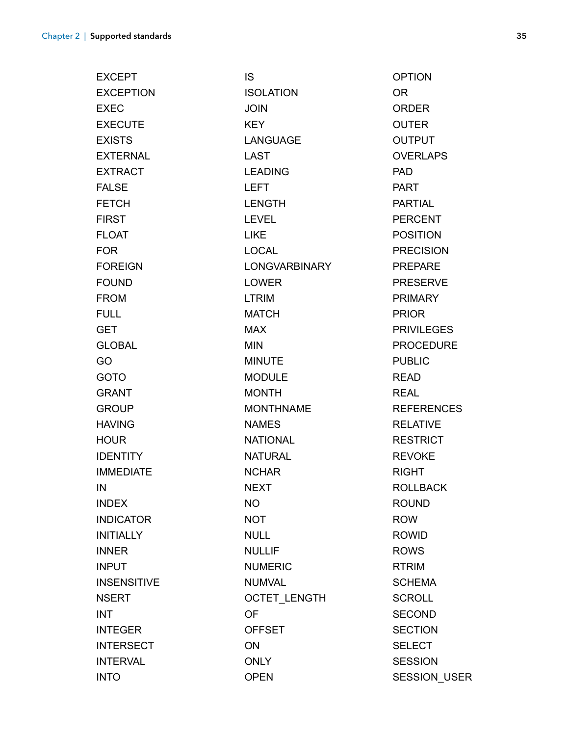EXCEPT
EXCEPTION
EXEC
EXECUTE
EXISTS
EXTERNAL
EXTRACT
FALSE
FETCH
FIRST
FLOAT
FOR
FOREIGN
FOUND
FROM
FULL
GET
GLOBAL
GO
GOTO
GRANT
GROUP
HAVING
HOUR
IDENTITY
IMMEDIATE
IN
INDEX
INDICATOR
INITIALLY
INNER
INPUT
INSENSITIVE
NSERT
INT
INTEGER
INTERSECT
INTERVAL
INTO
IS
ISOLATION
JOIN
KEY
LANGUAGE
LAST
LEADING
LEFT
LENGTH
LEVEL
LIKE
LOCAL
LONGVARBINARY
LOWER
LTRIM
MATCH
MAX
MIN
MINUTE
MODULE
MONTH
MONTHNAME
NAMES
NATIONAL
NATURAL
NCHAR
NEXT
NO
NOT
NULL
NULLIF
NUMERIC
NUMVAL
OCTET_LENGTH
OF
OFFSET
ON
ONLY
OPEN
OPTION
OR
ORDER
OUTER
OUTPUT
OVERLAPS
PAD
PART
PARTIAL
PERCENT
POSITION
PRECISION
PREPARE
PRESERVE
PRIMARY
PRIOR
PRIVILEGES
PROCEDURE
PUBLIC
READ
REAL
REFERENCES
RELATIVE
RESTRICT
REVOKE
RIGHT
ROLLBACK
ROUND
ROW
ROWID
ROWS
RTRIM
SCHEMA
SCROLL
SECOND
SECTION
SELECT
SESSION
SESSION_USER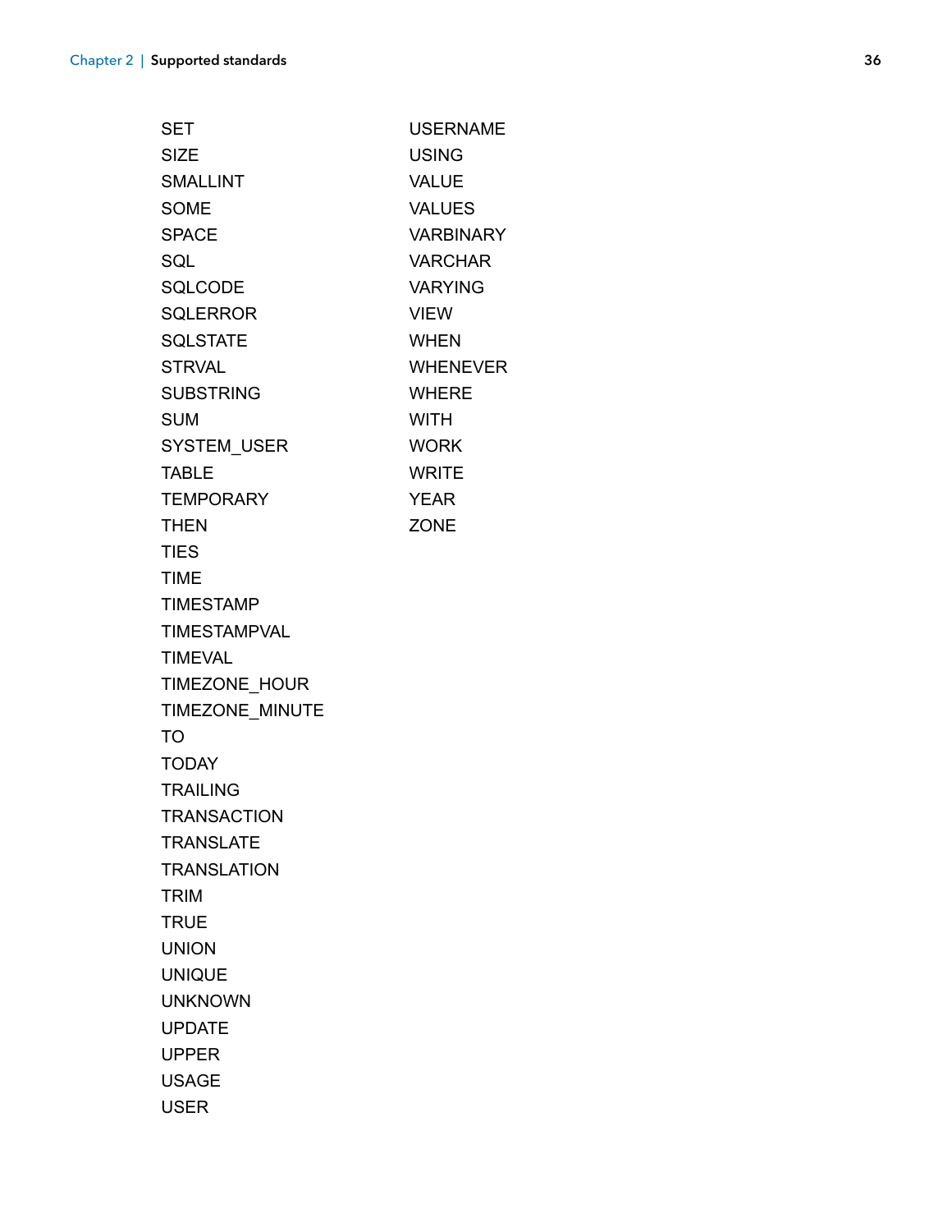SET
SIZE
SMALLINT
SOME
SPACE
SQL
SQLCODE
SQLERROR
SQLSTATE
STRVAL
SUBSTRING
SUM
SYSTEM_USER
TABLE
TEMPORARY
THEN
TIES
TIME
TIMESTAMP
TIMESTAMPVAL
TIMEVAL
TIMEZONE_HOUR
TIMEZONE_MINUTE
TO
TODAY
TRAILING
TRANSACTION
TRANSLATE
TRANSLATION
TRIM
TRUE
UNION
UNIQUE
UNKNOWN
UPDATE
UPPER
USAGE
USER
USERNAME
USING
VALUE
VALUES
VARBINARY
VARCHAR
VARYING
VIEW
WHEN
WHENEVER
WHERE
WITH
WORK
WRITE
YEAR
ZONE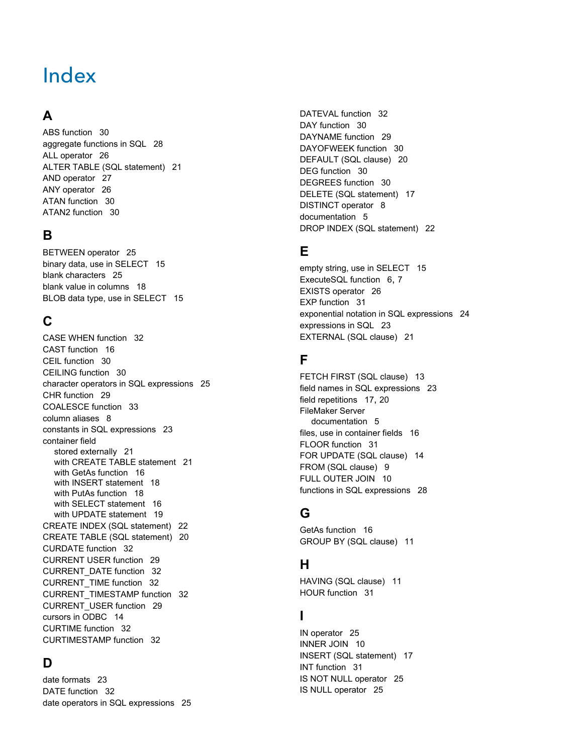# Index

## A

ABS function 30
aggregate functions in SQL 28
ALL operator 26
ALTER TABLE (SQL statement) 21
AND operator 27
ANY operator 26
ATAN function 30
ATAN2 function 30

## B

BETWEEN operator 25
binary data, use in SELECT 15
blank characters 25
blank value in columns 18
BLOB data type, use in SELECT 15

## C

CASE WHEN function 32
CAST function 16
CEIL function 30
CEILING function 30
character operators in SQL expressions 25
CHR function 29
COALESCE function 33
column aliases 8
constants in SQL expressions 23
container field
- stored externally 21
- with CREATE TABLE statement 21
- with GetAs function 16
- with INSERT statement 18
- with PutAs function 18
- with SELECT statement 16
- with UPDATE statement 19

CREATE INDEX (SQL statement) 22
CREATE TABLE (SQL statement) 20
CURDATE function 32
CURRENT USER function 29
CURRENT_DATE function 32
CURRENT_TIME function 32
CURRENT_TIMESTAMP function 32
CURRENT_USER function 29
cursors in ODBC 14
CURTIME function 32
CURTIMESTAMP function 32

## D

date formats 23
DATE function 32
date operators in SQL expressions 25
DATEVAL function 32
DAY function 30
DAYNAME function 29
DAYOFWEEK function 30
DEFAULT (SQL clause) 20
DEG function 30
DEGREES function 30
DELETE (SQL statement) 17
DISTINCT operator 8
documentation 5
DROP INDEX (SQL statement) 22

## E

empty string, use in SELECT 15
ExecuteSQL function 6, 7
EXISTS operator 26
EXP function 31
exponential notation in SQL expressions 24
expressions in SQL 23
EXTERNAL (SQL clause) 21

## F

FETCH FIRST (SQL clause) 13
field names in SQL expressions 23
field repetitions 17, 20
FileMaker Server
- documentation 5

files, use in container fields 16
FLOOR function 31
FOR UPDATE (SQL clause) 14
FROM (SQL clause) 9
FULL OUTER JOIN 10
functions in SQL expressions 28

## G

GetAs function 16
GROUP BY (SQL clause) 11

## H

HAVING (SQL clause) 11
HOUR function 31

## I

IN operator 25
INNER JOIN 10
INSERT (SQL statement) 17
INT function 31
IS NOT NULL operator 25
IS NULL operator 25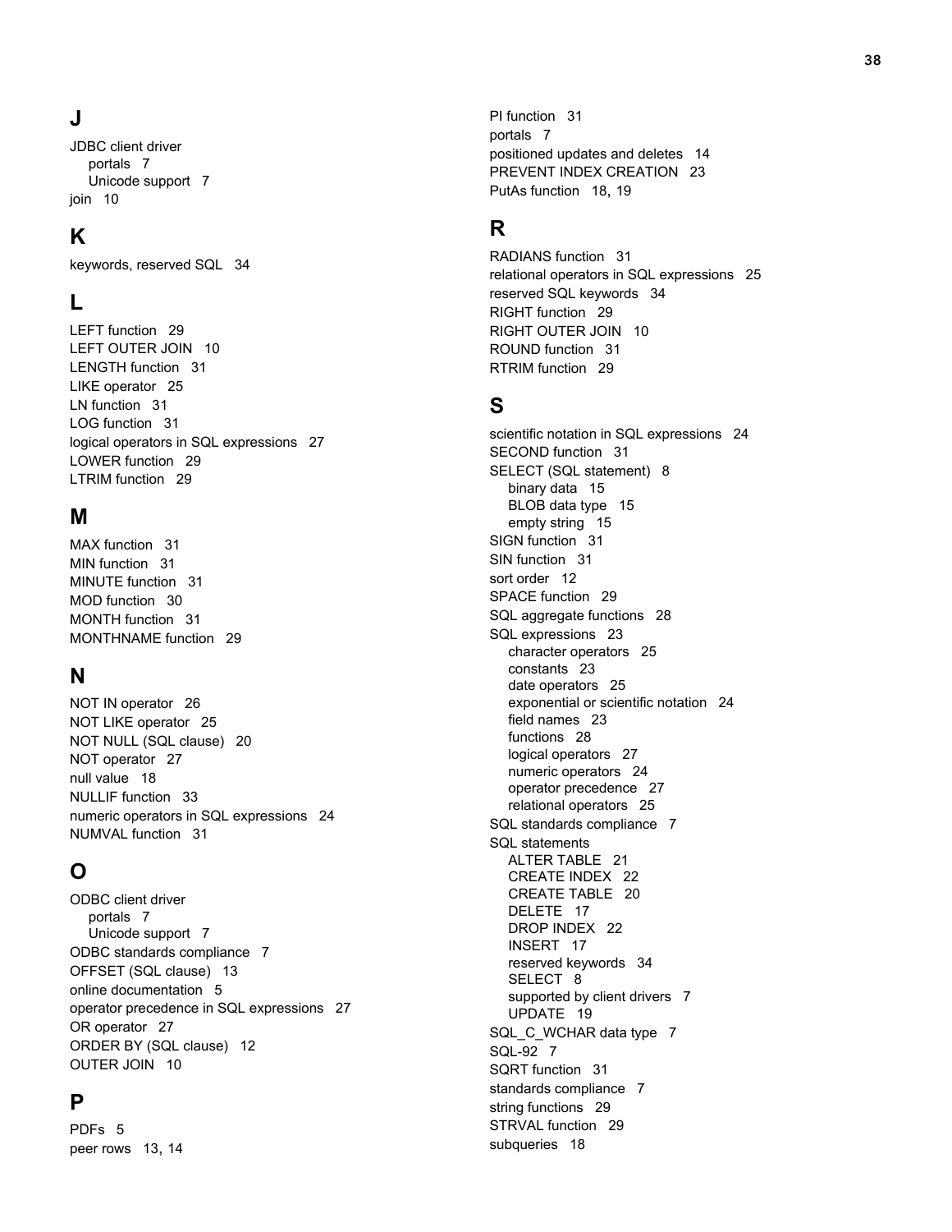## J

JDBC client driver
- portals 7
- Unicode support 7

join 10

## K

keywords, reserved SQL 34

## L

LEFT function 29
LEFT OUTER JOIN 10
LENGTH function 31
LIKE operator 25
LN function 31
LOG function 31
logical operators in SQL expressions 27
LOWER function 29
LTRIM function 29

## M

MAX function 31
MIN function 31
MINUTE function 31
MOD function 30
MONTH function 31
MONTHNAME function 29

## N

NOT IN operator 26
NOT LIKE operator 25
NOT NULL (SQL clause) 20
NOT operator 27
null value 18
NULLIF function 33
numeric operators in SQL expressions 24
NUMVAL function 31

## O

ODBC client driver
- portals 7
- Unicode support 7

ODBC standards compliance 7
OFFSET (SQL clause) 13
online documentation 5
operator precedence in SQL expressions 27
OR operator 27
ORDER BY (SQL clause) 12
OUTER JOIN 10

## P

PDFs 5
peer rows 13, 14
PI function 31
portals 7
positioned updates and deletes 14
PREVENT INDEX CREATION 23
PutAs function 18, 19

## R

RADIANS function 31
relational operators in SQL expressions 25
reserved SQL keywords 34
RIGHT function 29
RIGHT OUTER JOIN 10
ROUND function 31
RTRIM function 29

## S

scientific notation in SQL expressions 24
SECOND function 31
SELECT (SQL statement) 8
- binary data 15
- BLOB data type 15
- empty string 15

SIGN function 31
SIN function 31
sort order 12
SPACE function 29
SQL aggregate functions 28
SQL expressions 23
- character operators 25
- constants 23
- date operators 25
- exponential or scientific notation 24
- field names 23
- functions 28
- logical operators 27
- numeric operators 24
- operator precedence 27
- relational operators 25

SQL standards compliance 7
SQL statements
- ALTER TABLE 21
- CREATE INDEX 22
- CREATE TABLE 20
- DELETE 17
- DROP INDEX 22
- INSERT 17
- reserved keywords 34
- SELECT 8
- supported by client drivers 7
- UPDATE 19

SQL_C_WCHAR data type 7
SQL-92 7
SQRT function 31
standards compliance 7
string functions 29
STRVAL function 29
subqueries 18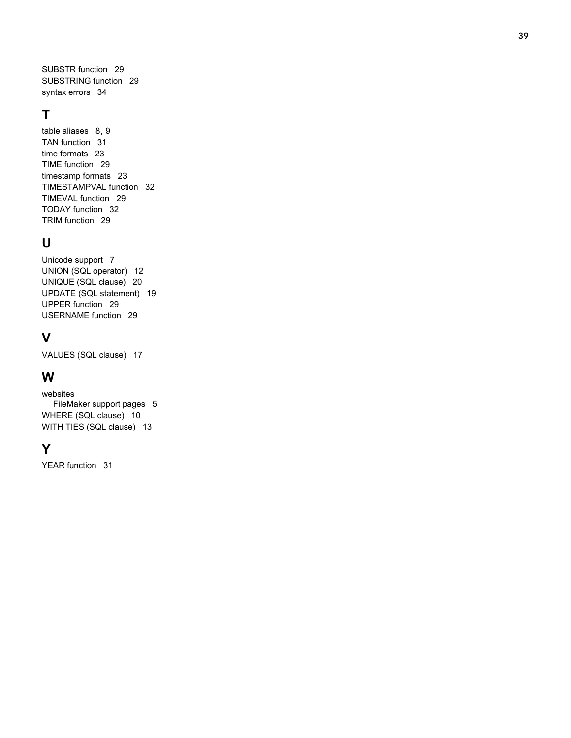SUBSTR function 29
SUBSTRING function 29
syntax errors 34

## T

table aliases 8, 9
TAN function 31
time formats 23
TIME function 29
timestamp formats 23
TIMESTAMPVAL function 32
TIMEVAL function 29
TODAY function 32
TRIM function 29

## U

Unicode support 7
UNION (SQL operator) 12
UNIQUE (SQL clause) 20
UPDATE (SQL statement) 19
UPPER function 29
USERNAME function 29

## V

VALUES (SQL clause) 17

## W

websites
  FileMaker support pages 5
WHERE (SQL clause) 10
WITH TIES (SQL clause) 13

## Y

YEAR function 31